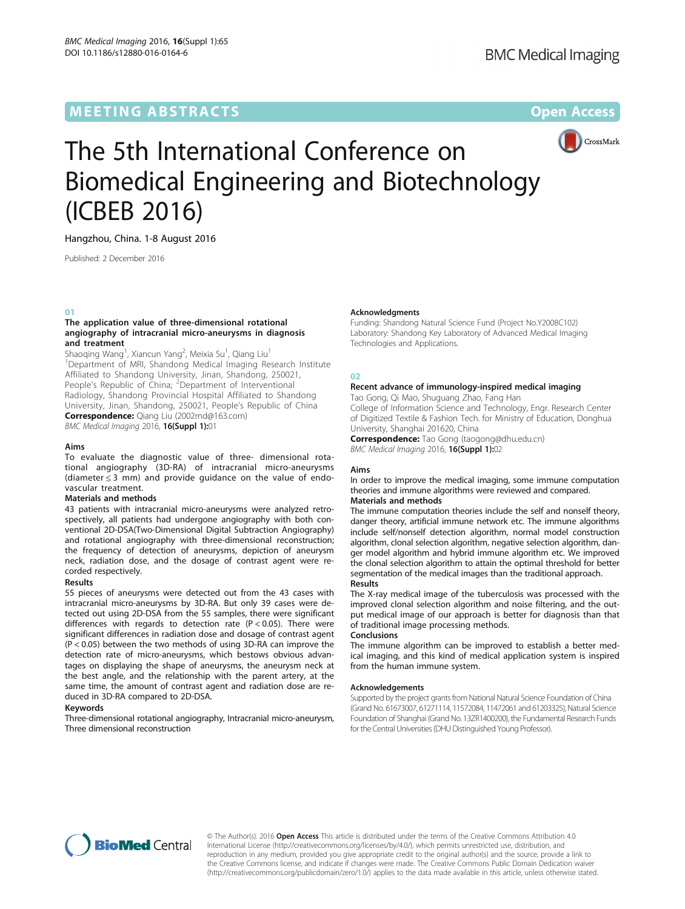MEETING ABSTRACTS

Open Access

# The 5th International Conference on Biomedical Engineering and Biotechnology (ICBEB 2016)

Hangzhou, China. 1-8 August 2016

Published: 2 December 2016

## 01

### The application value of three-dimensional rotational angiography of intracranial micro-aneurysms in diagnosis and treatment

Shaoqing Wang[1], Xiancun Yang[2], Meixia Su[1], Qiang Liu[1]

[1]Department of MRI, Shandong Medical Imaging Research Institute Affiliated to Shandong University, Jinan, Shandong, 250021, People's Republic of China; [2]Department of Interventional Radiology, Shandong Provincial Hospital Affiliated to Shandong University, Jinan, Shandong, 250021, People's Republic of China

**Correspondence:** Qiang Liu (2002md@163.com)

*BMC Medical Imaging* 2016, **16(Suppl 1):**01

#### Aims

To evaluate the diagnostic value of three- dimensional rotational angiography (3D-RA) of intracranial micro-aneurysms (diameter ≤ 3 mm) and provide guidance on the value of endovascular treatment.

#### Materials and methods

43 patients with intracranial micro-aneurysms were analyzed retrospectively, all patients had undergone angiography with both conventional 2D-DSA(Two-Dimensional Digital Subtraction Angiography) and rotational angiography with three-dimensional reconstruction; the frequency of detection of aneurysms, depiction of aneurysm neck, radiation dose, and the dosage of contrast agent were recorded respectively.

#### Results

55 pieces of aneurysms were detected out from the 43 cases with intracranial micro-aneurysms by 3D-RA. But only 39 cases were detected out using 2D-DSA from the 55 samples, there were significant differences with regards to detection rate ($P < 0.05$). There were significant differences in radiation dose and dosage of contrast agent ($P < 0.05$) between the two methods of using 3D-RA can improve the detection rate of micro-aneurysms, which bestows obvious advantages on displaying the shape of aneurysms, the aneurysm neck at the best angle, and the relationship with the parent artery, at the same time, the amount of contrast agent and radiation dose are reduced in 3D-RA compared to 2D-DSA.

#### Keywords

Three-dimensional rotational angiography, Intracranial micro-aneurysm, Three dimensional reconstruction

#### Acknowledgments

Funding: Shandong Natural Science Fund (Project No.Y2008C102)
Laboratory: Shandong Key Laboratory of Advanced Medical Imaging Technologies and Applications.

## 02

### Recent advance of immunology-inspired medical imaging

Tao Gong, Qi Mao, Shuguang Zhao, Fang Han

College of Information Science and Technology, Engr. Research Center of Digitized Textile & Fashion Tech. for Ministry of Education, Donghua University, Shanghai 201620, China

**Correspondence:** Tao Gong (taogong@dhu.edu.cn)

*BMC Medical Imaging* 2016, **16(Suppl 1):**02

#### Aims

In order to improve the medical imaging, some immune computation theories and immune algorithms were reviewed and compared.

#### Materials and methods

The immune computation theories include the self and nonself theory, danger theory, artificial immune network etc. The immune algorithms include self/nonself detection algorithm, normal model construction algorithm, clonal selection algorithm, negative selection algorithm, danger model algorithm and hybrid immune algorithm etc. We improved the clonal selection algorithm to attain the optimal threshold for better segmentation of the medical images than the traditional approach.

#### Results

The X-ray medical image of the tuberculosis was processed with the improved clonal selection algorithm and noise filtering, and the output medical image of our approach is better for diagnosis than that of traditional image processing methods.

#### Conclusions

The immune algorithm can be improved to establish a better medical imaging, and this kind of medical application system is inspired from the human immune system.

#### Acknowledgements

Supported by the project grants from National Natural Science Foundation of China (Grand No. 61673007, 61271114, 11572084, 11472061 and 61203325), Natural Science Foundation of Shanghai (Grand No. 13ZR1400200), the Fundamental Research Funds for the Central Universities (DHU Distinguished Young Professor).

© The Author(s). 2016 **Open Access** This article is distributed under the terms of the Creative Commons Attribution 4.0 International License (http://creativecommons.org/licenses/by/4.0/), which permits unrestricted use, distribution, and reproduction in any medium, provided you give appropriate credit to the original author(s) and the source, provide a link to the Creative Commons license, and indicate if changes were made. The Creative Commons Public Domain Dedication waiver (http://creativecommons.org/publicdomain/zero/1.0/) applies to the data made available in this article, unless otherwise stated.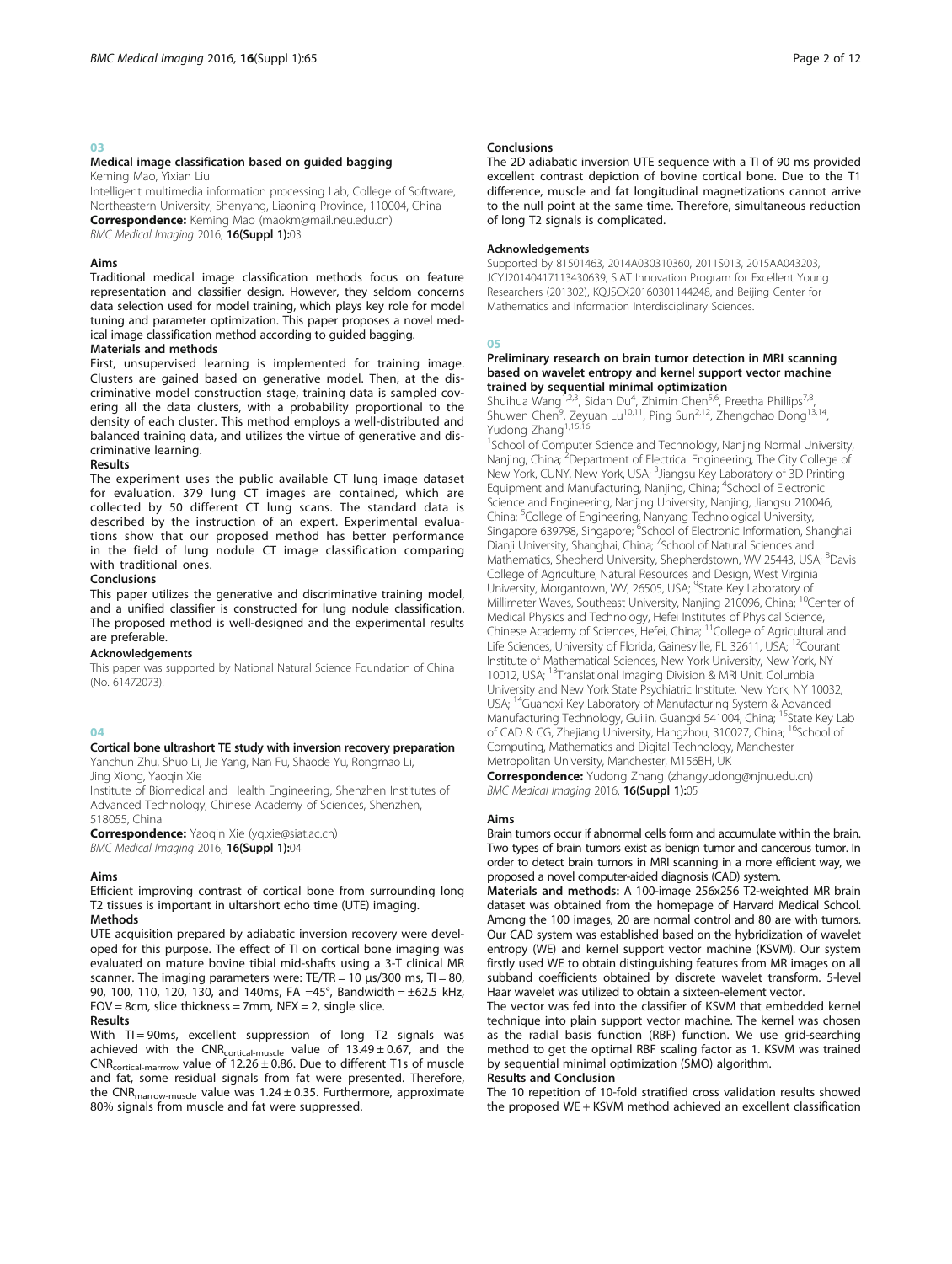## 03

### Medical image classification based on guided bagging

Keming Mao, Yixian Liu

Intelligent multimedia information processing Lab, College of Software, Northeastern University, Shenyang, Liaoning Province, 110004, China

**Correspondence:** Keming Mao (maokm@mail.neu.edu.cn)

*BMC Medical Imaging* 2016, **16(Suppl 1):**03

#### Aims

Traditional medical image classification methods focus on feature representation and classifier design. However, they seldom concerns data selection used for model training, which plays key role for model tuning and parameter optimization. This paper proposes a novel medical image classification method according to guided bagging.

#### Materials and methods

First, unsupervised learning is implemented for training image. Clusters are gained based on generative model. Then, at the discriminative model construction stage, training data is sampled covering all the data clusters, with a probability proportional to the density of each cluster. This method employs a well-distributed and balanced training data, and utilizes the virtue of generative and discriminative learning.

#### Results

The experiment uses the public available CT lung image dataset for evaluation. 379 lung CT images are contained, which are collected by 50 different CT lung scans. The standard data is described by the instruction of an expert. Experimental evaluations show that our proposed method has better performance in the field of lung nodule CT image classification comparing with traditional ones.

#### Conclusions

This paper utilizes the generative and discriminative training model, and a unified classifier is constructed for lung nodule classification. The proposed method is well-designed and the experimental results are preferable.

#### Acknowledgements

This paper was supported by National Natural Science Foundation of China (No. 61472073).

## 04

### Cortical bone ultrashort TE study with inversion recovery preparation

Yanchun Zhu, Shuo Li, Jie Yang, Nan Fu, Shaode Yu, Rongmao Li, Jing Xiong, Yaoqin Xie

Institute of Biomedical and Health Engineering, Shenzhen Institutes of Advanced Technology, Chinese Academy of Sciences, Shenzhen, 518055, China

**Correspondence:** Yaoqin Xie (yq.xie@siat.ac.cn)

*BMC Medical Imaging* 2016, **16(Suppl 1):**04

#### Aims

Efficient improving contrast of cortical bone from surrounding long T2 tissues is important in ultarshort echo time (UTE) imaging.

#### Methods

UTE acquisition prepared by adiabatic inversion recovery were developed for this purpose. The effect of TI on cortical bone imaging was evaluated on mature bovine tibial mid-shafts using a 3-T clinical MR scanner. The imaging parameters were: TE/TR = 10 µs/300 ms, TI = 80, 90, 100, 110, 120, 130, and 140ms, FA =45°, Bandwidth = ±62.5 kHz, FOV = 8cm, slice thickness = 7mm, NEX = 2, single slice.

#### Results

With TI = 90ms, excellent suppression of long T2 signals was achieved with the $CNR_{cortical\text{-}muscle}$ value of $13.49 \pm 0.67$, and the $CNR_{cortical\text{-}marrrow}$ value of $12.26 \pm 0.86$. Due to different T1s of muscle and fat, some residual signals from fat were presented. Therefore, the $CNR_{marrow\text{-}muscle}$ value was $1.24 \pm 0.35$. Furthermore, approximate 80% signals from muscle and fat were suppressed.

#### Conclusions

The 2D adiabatic inversion UTE sequence with a TI of 90 ms provided excellent contrast depiction of bovine cortical bone. Due to the T1 difference, muscle and fat longitudinal magnetizations cannot arrive to the null point at the same time. Therefore, simultaneous reduction of long T2 signals is complicated.

#### Acknowledgements

Supported by 81501463, 2014A030310360, 2011S013, 2015AA043203, JCYJ20140417113430639, SIAT Innovation Program for Excellent Young Researchers (201302), KQJSCX20160301144248, and Beijing Center for Mathematics and Information Interdisciplinary Sciences.

## 05

### Preliminary research on brain tumor detection in MRI scanning based on wavelet entropy and kernel support vector machine trained by sequential minimal optimization

Shuihua Wang[1,2,3], Sidan Du[4], Zhimin Chen[5,6], Preetha Phillips[7,8], Shuwen Chen[9], Zeyuan Lu[10,11], Ping Sun[2,12], Zhengchao Dong[13,14], Yudong Zhang[1,15,16]

[1]School of Computer Science and Technology, Nanjing Normal University, Nanjing, China; [2]Department of Electrical Engineering, The City College of New York, CUNY, New York, USA; [3]Jiangsu Key Laboratory of 3D Printing Equipment and Manufacturing, Nanjing, China; [4]School of Electronic Science and Engineering, Nanjing University, Nanjing, Jiangsu 210046, China; [5]College of Engineering, Nanyang Technological University, Singapore 639798, Singapore; [6]School of Electronic Information, Shanghai Dianji University, Shanghai, China; [7]School of Natural Sciences and Mathematics, Shepherd University, Shepherdstown, WV 25443, USA; [8]Davis College of Agriculture, Natural Resources and Design, West Virginia University, Morgantown, WV, 26505, USA; [9]State Key Laboratory of Millimeter Waves, Southeast University, Nanjing 210096, China; [10]Center of Medical Physics and Technology, Hefei Institutes of Physical Science, Chinese Academy of Sciences, Hefei, China; [11]College of Agricultural and Life Sciences, University of Florida, Gainesville, FL 32611, USA; [12]Courant Institute of Mathematical Sciences, New York University, New York, NY 10012, USA; [13]Translational Imaging Division & MRI Unit, Columbia University and New York State Psychiatric Institute, New York, NY 10032, USA; [14]Guangxi Key Laboratory of Manufacturing System & Advanced Manufacturing Technology, Guilin, Guangxi 541004, China; [15]State Key Lab of CAD & CG, Zhejiang University, Hangzhou, 310027, China; [16]School of Computing, Mathematics and Digital Technology, Manchester Metropolitan University, Manchester, M156BH, UK

**Correspondence:** Yudong Zhang (zhangyudong@njnu.edu.cn)

*BMC Medical Imaging* 2016, **16(Suppl 1):**05

#### Aims

Brain tumors occur if abnormal cells form and accumulate within the brain. Two types of brain tumors exist as benign tumor and cancerous tumor. In order to detect brain tumors in MRI scanning in a more efficient way, we proposed a novel computer-aided diagnosis (CAD) system.

**Materials and methods:** A 100-image 256x256 T2-weighted MR brain dataset was obtained from the homepage of Harvard Medical School. Among the 100 images, 20 are normal control and 80 are with tumors. Our CAD system was established based on the hybridization of wavelet entropy (WE) and kernel support vector machine (KSVM). Our system firstly used WE to obtain distinguishing features from MR images on all subband coefficients obtained by discrete wavelet transform. 5-level Haar wavelet was utilized to obtain a sixteen-element vector.

The vector was fed into the classifier of KSVM that embedded kernel technique into plain support vector machine. The kernel was chosen as the radial basis function (RBF) function. We use grid-searching method to get the optimal RBF scaling factor as 1. KSVM was trained by sequential minimal optimization (SMO) algorithm.

#### Results and Conclusion

The 10 repetition of 10-fold stratified cross validation results showed the proposed WE + KSVM method achieved an excellent classification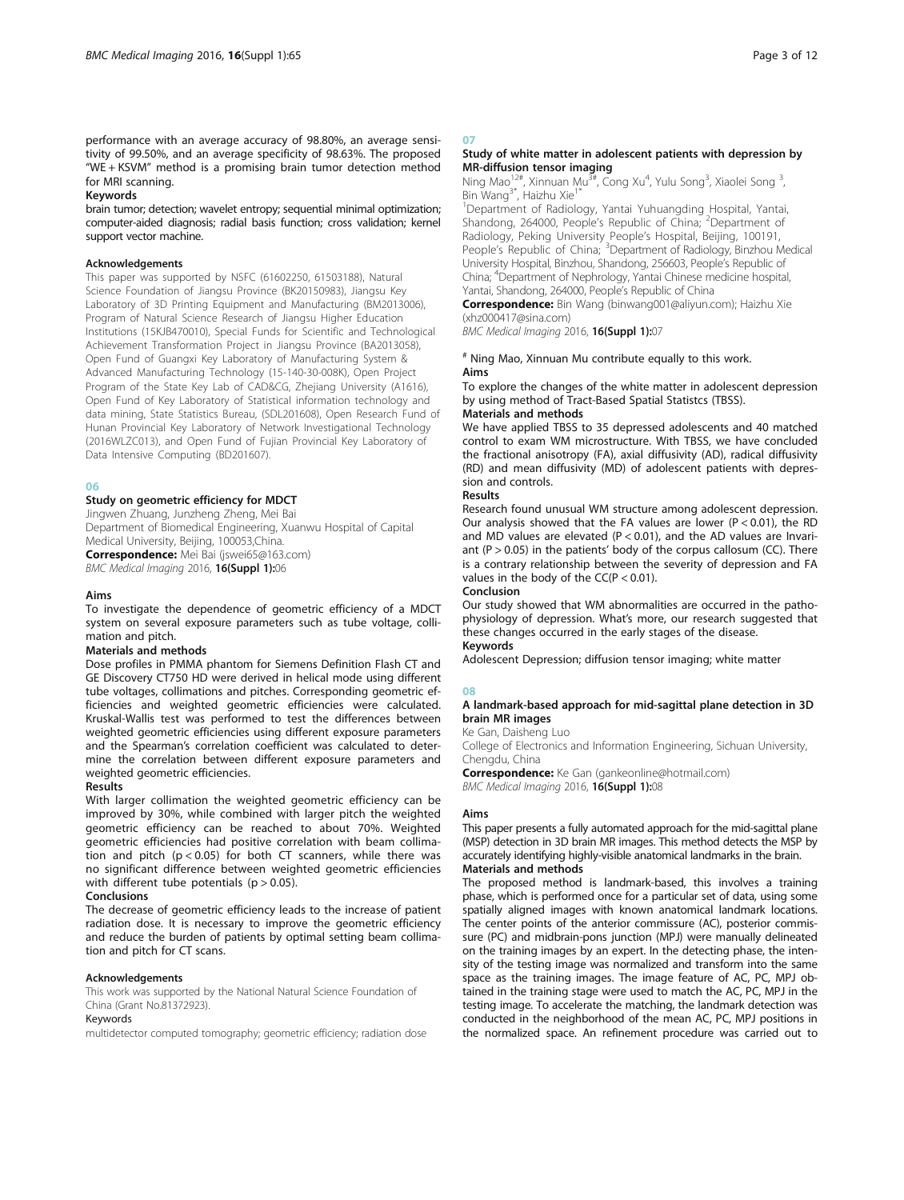performance with an average accuracy of 98.80%, an average sensitivity of 99.50%, and an average specificity of 98.63%. The proposed "WE + KSVM" method is a promising brain tumor detection method for MRI scanning.

**Keywords**

brain tumor; detection; wavelet entropy; sequential minimal optimization; computer-aided diagnosis; radial basis function; cross validation; kernel support vector machine.

**Acknowledgements**

This paper was supported by NSFC (61602250, 61503188), Natural Science Foundation of Jiangsu Province (BK20150983), Jiangsu Key Laboratory of 3D Printing Equipment and Manufacturing (BM2013006), Program of Natural Science Research of Jiangsu Higher Education Institutions (15KJB470010), Special Funds for Scientific and Technological Achievement Transformation Project in Jiangsu Province (BA2013058), Open Fund of Guangxi Key Laboratory of Manufacturing System & Advanced Manufacturing Technology (15-140-30-008K), Open Project Program of the State Key Lab of CAD&CG, Zhejiang University (A1616), Open Fund of Key Laboratory of Statistical information technology and data mining, State Statistics Bureau, (SDL201608), Open Research Fund of Hunan Provincial Key Laboratory of Network Investigational Technology (2016WLZC013), and Open Fund of Fujian Provincial Key Laboratory of Data Intensive Computing (BD201607).

## 06

### Study on geometric efficiency for MDCT

Jingwen Zhuang, Junzheng Zheng, Mei Bai

Department of Biomedical Engineering, Xuanwu Hospital of Capital Medical University, Beijing, 100053,China.

**Correspondence:** Mei Bai (jswei65@163.com)

*BMC Medical Imaging* 2016, **16(Suppl 1):**06

**Aims**

To investigate the dependence of geometric efficiency of a MDCT system on several exposure parameters such as tube voltage, collimation and pitch.

**Materials and methods**

Dose profiles in PMMA phantom for Siemens Definition Flash CT and GE Discovery CT750 HD were derived in helical mode using different tube voltages, collimations and pitches. Corresponding geometric efficiencies and weighted geometric efficiencies were calculated. Kruskal-Wallis test was performed to test the differences between weighted geometric efficiencies using different exposure parameters and the Spearman's correlation coefficient was calculated to determine the correlation between different exposure parameters and weighted geometric efficiencies.

**Results**

With larger collimation the weighted geometric efficiency can be improved by 30%, while combined with larger pitch the weighted geometric efficiency can be reached to about 70%. Weighted geometric efficiencies had positive correlation with beam collimation and pitch ($p < 0.05$) for both CT scanners, while there was no significant difference between weighted geometric efficiencies with different tube potentials ($p > 0.05$).

**Conclusions**

The decrease of geometric efficiency leads to the increase of patient radiation dose. It is necessary to improve the geometric efficiency and reduce the burden of patients by optimal setting beam collimation and pitch for CT scans.

**Acknowledgements**

This work was supported by the National Natural Science Foundation of China (Grant No.81372923).

**Keywords**

multidetector computed tomography; geometric efficiency; radiation dose

## 07

### Study of white matter in adolescent patients with depression by MR-diffusion tensor imaging

Ning Mao[12#], Xinnuan Mu[3#], Cong Xu[4], Yulu Song[3], Xiaolei Song [3], Bin Wang[3*], Haizhu Xie[1*]

[1]Department of Radiology, Yantai Yuhuangding Hospital, Yantai, Shandong, 264000, People's Republic of China; [2]Department of Radiology, Peking University People's Hospital, Beijing, 100191, People's Republic of China; [3]Department of Radiology, Binzhou Medical University Hospital, Binzhou, Shandong, 256603, People's Republic of China; [4]Department of Nephrology, Yantai Chinese medicine hospital, Yantai, Shandong, 264000, People's Republic of China

**Correspondence:** Bin Wang (binwang001@aliyun.com); Haizhu Xie (xhz000417@sina.com)

*BMC Medical Imaging* 2016, **16(Suppl 1):**07

[#] Ning Mao, Xinnuan Mu contribute equally to this work.

**Aims**

To explore the changes of the white matter in adolescent depression by using method of Tract-Based Spatial Statistcs (TBSS).

**Materials and methods**

We have applied TBSS to 35 depressed adolescents and 40 matched control to exam WM microstructure. With TBSS, we have concluded the fractional anisotropy (FA), axial diffusivity (AD), radical diffusivity (RD) and mean diffusivity (MD) of adolescent patients with depression and controls.

**Results**

Research found unusual WM structure among adolescent depression. Our analysis showed that the FA values are lower ($P < 0.01$), the RD and MD values are elevated ($P < 0.01$), and the AD values are Invariant ($P > 0.05$) in the patients' body of the corpus callosum (CC). There is a contrary relationship between the severity of depression and FA values in the body of the CC($P < 0.01$).

**Conclusion**

Our study showed that WM abnormalities are occurred in the pathophysiology of depression. What's more, our research suggested that these changes occurred in the early stages of the disease.

**Keywords**

Adolescent Depression; diffusion tensor imaging; white matter

## 08

### A landmark-based approach for mid-sagittal plane detection in 3D brain MR images

Ke Gan, Daisheng Luo

College of Electronics and Information Engineering, Sichuan University, Chengdu, China

**Correspondence:** Ke Gan (gankeonline@hotmail.com)

*BMC Medical Imaging* 2016, **16(Suppl 1):**08

**Aims**

This paper presents a fully automated approach for the mid-sagittal plane (MSP) detection in 3D brain MR images. This method detects the MSP by accurately identifying highly-visible anatomical landmarks in the brain.

**Materials and methods**

The proposed method is landmark-based, this involves a training phase, which is performed once for a particular set of data, using some spatially aligned images with known anatomical landmark locations. The center points of the anterior commissure (AC), posterior commissure (PC) and midbrain-pons junction (MPJ) were manually delineated on the training images by an expert. In the detecting phase, the intensity of the testing image was normalized and transform into the same space as the training images. The image feature of AC, PC, MPJ obtained in the training stage were used to match the AC, PC, MPJ in the testing image. To accelerate the matching, the landmark detection was conducted in the neighborhood of the mean AC, PC, MPJ positions in the normalized space. An refinement procedure was carried out to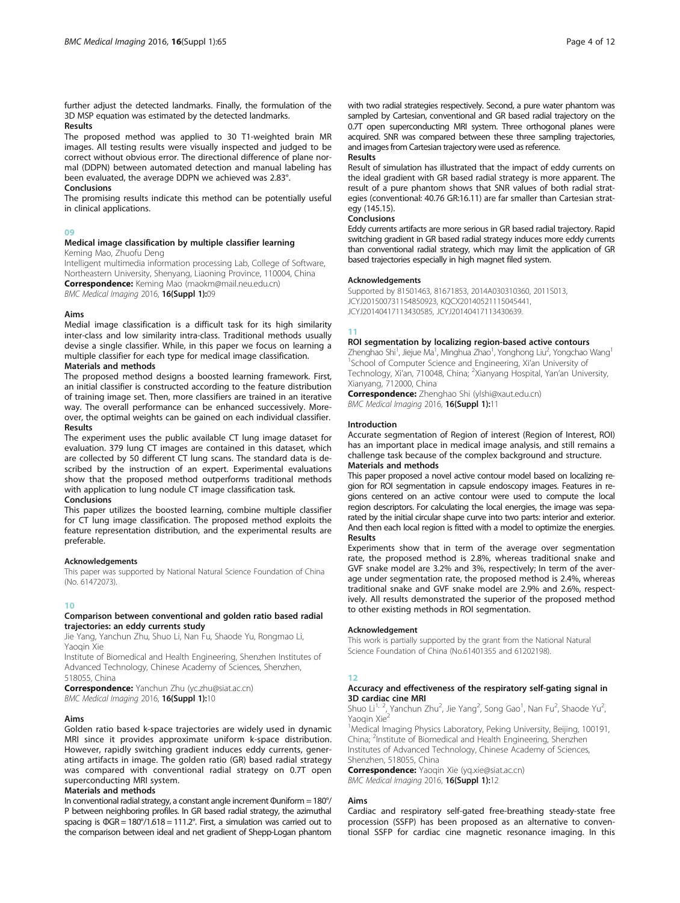further adjust the detected landmarks. Finally, the formulation of the 3D MSP equation was estimated by the detected landmarks.

### Results

The proposed method was applied to 30 T1-weighted brain MR images. All testing results were visually inspected and judged to be correct without obvious error. The directional difference of plane normal (DDPN) between automated detection and manual labeling has been evaluated, the average DDPN we achieved was 2.83°.

### Conclusions

The promising results indicate this method can be potentially useful in clinical applications.

## 09

### Medical image classification by multiple classifier learning

Keming Mao, Zhuofu Deng

Intelligent multimedia information processing Lab, College of Software, Northeastern University, Shenyang, Liaoning Province, 110004, China

**Correspondence:** Keming Mao (maokm@mail.neu.edu.cn)

*BMC Medical Imaging* 2016, **16(Suppl 1):**09

### Aims

Medial image classification is a difficult task for its high similarity inter-class and low similarity intra-class. Traditional methods usually devise a single classifier. While, in this paper we focus on learning a multiple classifier for each type for medical image classification.

### Materials and methods

The proposed method designs a boosted learning framework. First, an initial classifier is constructed according to the feature distribution of training image set. Then, more classifiers are trained in an iterative way. The overall performance can be enhanced successively. Moreover, the optimal weights can be gained on each individual classifier.

### Results

The experiment uses the public available CT lung image dataset for evaluation. 379 lung CT images are contained in this dataset, which are collected by 50 different CT lung scans. The standard data is described by the instruction of an expert. Experimental evaluations show that the proposed method outperforms traditional methods with application to lung nodule CT image classification task.

### Conclusions

This paper utilizes the boosted learning, combine multiple classifier for CT lung image classification. The proposed method exploits the feature representation distribution, and the experimental results are preferable.

### Acknowledgements

This paper was supported by National Natural Science Foundation of China (No. 61472073).

## 10

### Comparison between conventional and golden ratio based radial trajectories: an eddy currents study

Jie Yang, Yanchun Zhu, Shuo Li, Nan Fu, Shaode Yu, Rongmao Li, Yaoqin Xie

Institute of Biomedical and Health Engineering, Shenzhen Institutes of Advanced Technology, Chinese Academy of Sciences, Shenzhen, 518055, China

**Correspondence:** Yanchun Zhu (yc.zhu@siat.ac.cn)

*BMC Medical Imaging* 2016, **16(Suppl 1):**10

### Aims

Golden ratio based k-space trajectories are widely used in dynamic MRI since it provides approximate uniform k-space distribution. However, rapidly switching gradient induces eddy currents, generating artifacts in image. The golden ratio (GR) based radial strategy was compared with conventional radial strategy on 0.7T open superconducting MRI system.

### Materials and methods

In conventional radial strategy, a constant angle increment $\Phi$uniform = 180°/P between neighboring profiles. In GR based radial strategy, the azimuthal spacing is $\Phi$GR = 180°/1.618 = 111.2°. First, a simulation was carried out to the comparison between ideal and net gradient of Shepp-Logan phantom with two radial strategies respectively. Second, a pure water phantom was sampled by Cartesian, conventional and GR based radial trajectory on the 0.7T open superconducting MRI system. Three orthogonal planes were acquired. SNR was compared between these three sampling trajectories, and images from Cartesian trajectory were used as reference.

### Results

Result of simulation has illustrated that the impact of eddy currents on the ideal gradient with GR based radial strategy is more apparent. The result of a pure phantom shows that SNR values of both radial strategies (conventional: 40.76 GR:16.11) are far smaller than Cartesian strategy (145.15).

### Conclusions

Eddy currents artifacts are more serious in GR based radial trajectory. Rapid switching gradient in GR based radial strategy induces more eddy currents than conventional radial strategy, which may limit the application of GR based trajectories especially in high magnet filed system.

### Acknowledgements

Supported by 81501463, 81671853, 2014A030310360, 2011S013, JCYJ20150731154850923, KQCX20140521115045441, JCYJ20140417113430585, JCYJ20140417113430639.

## 11

### ROI segmentation by localizing region-based active contours

Zhenghao Shi[1], Jiejue Ma[1], Minghua Zhao[1], Yonghong Liu[2], Yongchao Wang[1]

[1]School of Computer Science and Engineering, Xi'an University of Technology, Xi'an, 710048, China; [2]Xianyang Hospital, Yan'an University, Xianyang, 712000, China

**Correspondence:** Zhenghao Shi (ylshi@xaut.edu.cn)

*BMC Medical Imaging* 2016, **16(Suppl 1):**11

### Introduction

Accurate segmentation of Region of interest (Region of Interest, ROI) has an important place in medical image analysis, and still remains a challenge task because of the complex background and structure.

### Materials and methods

This paper proposed a novel active contour model based on localizing region for ROI segmentation in capsule endoscopy images. Features in regions centered on an active contour were used to compute the local region descriptors. For calculating the local energies, the image was separated by the initial circular shape curve into two parts: interior and exterior. And then each local region is fitted with a model to optimize the energies.

### Results

Experiments show that in term of the average over segmentation rate, the proposed method is 2.8%, whereas traditional snake and GVF snake model are 3.2% and 3%, respectively; In term of the average under segmentation rate, the proposed method is 2.4%, whereas traditional snake and GVF snake model are 2.9% and 2.6%, respectively. All results demonstrated the superior of the proposed method to other existing methods in ROI segmentation.

### Acknowledgement

This work is partially supported by the grant from the National Natural Science Foundation of China (No.61401355 and 61202198).

## 12

### Accuracy and effectiveness of the respiratory self-gating signal in 3D cardiac cine MRI

Shuo Li[1, 2], Yanchun Zhu[2], Jie Yang[2], Song Gao[1], Nan Fu[2], Shaode Yu[2], Yaoqin Xie[2]

[1]Medical Imaging Physics Laboratory, Peking University, Beijing, 100191, China; [2]Institute of Biomedical and Health Engineering, Shenzhen Institutes of Advanced Technology, Chinese Academy of Sciences, Shenzhen, 518055, China

**Correspondence:** Yaoqin Xie (yq.xie@siat.ac.cn)

*BMC Medical Imaging* 2016, **16(Suppl 1):**12

### Aims

Cardiac and respiratory self-gated free-breathing steady-state free procession (SSFP) has been proposed as an alternative to conventional SSFP for cardiac cine magnetic resonance imaging. In this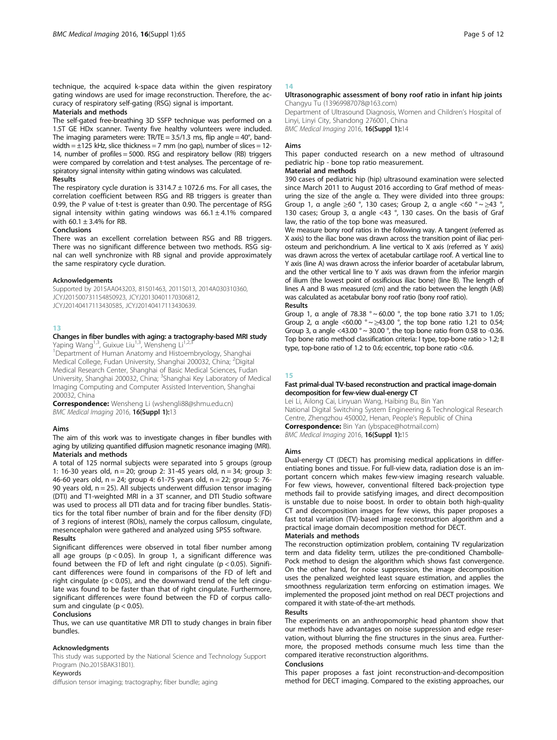technique, the acquired k-space data within the given respiratory gating windows are used for image reconstruction. Therefore, the accuracy of respiratory self-gating (RSG) signal is important.

#### Materials and methods

The self-gated free-breathing 3D SSFP technique was performed on a 1.5T GE HDx scanner. Twenty five healthy volunteers were included. The imaging parameters were: TR/TE = 3.5/1.3 ms, flip angle = 40°, bandwidth = ±125 kHz, slice thickness = 7 mm (no gap), number of slices = 12-14, number of profiles = 5000. RSG and respiratory bellow (RB) triggers were compared by correlation and t-test analyses. The percentage of respiratory signal intensity within gating windows was calculated.

#### Results

The respiratory cycle duration is 3314.7 ± 1072.6 ms. For all cases, the correlation coefficient between RSG and RB triggers is greater than 0.99, the P value of t-test is greater than 0.90. The percentage of RSG signal intensity within gating windows was 66.1 ± 4.1% compared with 60.1 ± 3.4% for RB.

#### Conclusions

There was an excellent correlation between RSG and RB triggers. There was no significant difference between two methods. RSG signal can well synchronize with RB signal and provide approximately the same respiratory cycle duration.

#### Acknowledgements

Supported by 2015AA043203, 81501463, 2011S013, 2014A030310360, JCYJ20150731154850923, JCYJ20130401170306812, JCYJ20140417113430585, JCYJ20140417113430639.

## 13

### Changes in fiber bundles with aging: a tractography-based MRI study

Yaping Wang[1,3], Guixue Liu[1,3], Wensheng Li[1,2,3]

[1]Department of Human Anatomy and Histoembryology, Shanghai Medical College, Fudan University, Shanghai 200032, China; [2]Digital Medical Research Center, Shanghai of Basic Medical Sciences, Fudan University, Shanghai 200032, China; [3]Shanghai Key Laboratory of Medical Imaging Computing and Computer Assisted Intervention, Shanghai 200032, China

**Correspondence:** Wensheng Li (wshengli88@shmu.edu.cn)

*BMC Medical Imaging* 2016, **16(Suppl 1):**13

#### Aims

The aim of this work was to investigate changes in fiber bundles with aging by utilizing quantified diffusion magnetic resonance imaging (MRI).

#### Materials and methods

A total of 125 normal subjects were separated into 5 groups (group 1: 16-30 years old, n = 20; group 2: 31-45 years old, n = 34; group 3: 46-60 years old, n = 24; group 4: 61-75 years old, n = 22; group 5: 76-90 years old, n = 25). All subjects underwent diffusion tensor imaging (DTI) and T1-weighted MRI in a 3T scanner, and DTI Studio software was used to process all DTI data and for tracing fiber bundles. Statistics for the total fiber number of brain and for the fiber density (FD) of 3 regions of interest (ROIs), namely the corpus callosum, cingulate, mesencephalon were gathered and analyzed using SPSS software.

#### Results

Significant differences were observed in total fiber number among all age groups ($p < 0.05$). In group 1, a significant difference was found between the FD of left and right cingulate ($p < 0.05$). Significant differences were found in comparisons of the FD of left and right cingulate ($p < 0.05$), and the downward trend of the left cingulate was found to be faster than that of right cingulate. Furthermore, significant differences were found between the FD of corpus callosum and cingulate ($p < 0.05$).

#### Conclusions

Thus, we can use quantitative MR DTI to study changes in brain fiber bundles.

#### Acknowledgments

This study was supported by the National Science and Technology Support Program (No.2015BAK31B01).

#### Keywords

diffusion tensor imaging; tractography; fiber bundle; aging

## 14

### Ultrasonographic assessment of bony roof ratio in infant hip joints

Changyu Tu (13969987078@163.com)

Department of Ultrasound Diagnosis, Women and Children's Hospital of Linyi, Linyi City, Shandong 276001, China

*BMC Medical Imaging* 2016, **16(Suppl 1):**14

#### Aims

This paper conducted research on a new method of ultrasound pediatric hip - bone top ratio measurement.

#### Material and methods

390 cases of pediatric hip (hip) ultrasound examination were selected since March 2011 to August 2016 according to Graf method of measuring the size of the angle α. They were divided into three groups: Group 1, α angle ≥60 °, 130 cases; Group 2, α angle <60 ° ~ ≥43 °, 130 cases; Group 3, α angle <43 °, 130 cases. On the basis of Graf law, the ratio of the top bone was measured.

We measure bony roof ratios in the following way. A tangent (referred as X axis) to the iliac bone was drawn across the transition point of iliac periosteum and perichondrium. A line vertical to X axis (referred as Y axis) was drawn across the vertex of acetabular cartilage roof. A vertical line to Y axis (line A) was drawn across the inferior boarder of acetabular labrum, and the other vertical line to Y axis was drawn from the inferior margin of ilium (the lowest point of ossificious iliac bone) (line B). The length of lines A and B was measured (cm) and the ratio between the length (A:B) was calculated as acetabular bony roof ratio (bony roof ratio).

#### Results

Group 1, α angle of 78.38 ° ~ 60.00 °, the top bone ratio 3.71 to 1.05; Group 2, α angle <60.00 ° ~ ≥43.00 °, the top bone ratio 1.21 to 0.54; Group 3, α angle <43.00 ° ~ 30.00 °, the top bone ratio from 0.58 to -0.36. Top bone ratio method classification criteria: I type, top-bone ratio > 1.2; II type, top-bone ratio of 1.2 to 0.6; eccentric, top bone ratio <0.6.

## 15

### Fast primal-dual TV-based reconstruction and practical image-domain decomposition for few-view dual-energy CT

Lei Li, Ailong Cai, Linyuan Wang, Haibing Bu, Bin Yan

National Digital Switching System Engineering & Technological Research Centre, Zhengzhou 450002, Henan, People's Republic of China

**Correspondence:** Bin Yan (ybspace@hotmail.com)

*BMC Medical Imaging* 2016, **16(Suppl 1):**15

#### Aims

Dual-energy CT (DECT) has promising medical applications in differentiating bones and tissue. For full-view data, radiation dose is an important concern which makes few-view imaging research valuable. For few views, however, conventional filtered back-projection type methods fail to provide satisfying images, and direct decomposition is unstable due to noise boost. In order to obtain both high-quality CT and decomposition images for few views, this paper proposes a fast total variation (TV)-based image reconstruction algorithm and a practical image domain decomposition method for DECT.

#### Materials and methods

The reconstruction optimization problem, containing TV regularization term and data fidelity term, utilizes the pre-conditioned Chambolle-Pock method to design the algorithm which shows fast convergence. On the other hand, for noise suppression, the image decomposition uses the penalized weighted least square estimation, and applies the smoothness regularization term enforcing on estimation images. We implemented the proposed joint method on real DECT projections and compared it with state-of-the-art methods.

#### Results

The experiments on an anthropomorphic head phantom show that our methods have advantages on noise suppression and edge reservation, without blurring the fine structures in the sinus area. Furthermore, the proposed methods consume much less time than the compared iterative reconstruction algorithms.

#### Conclusions

This paper proposes a fast joint reconstruction-and-decomposition method for DECT imaging. Compared to the existing approaches, our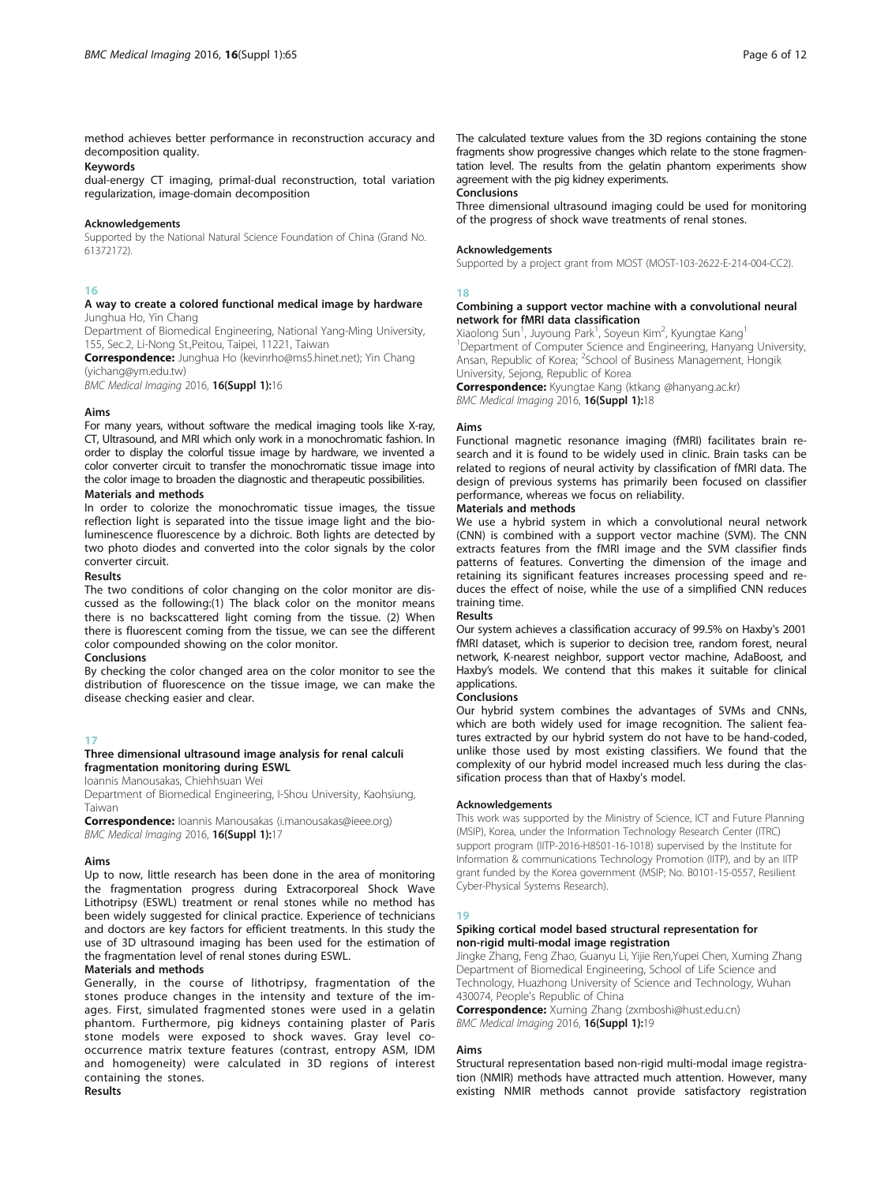method achieves better performance in reconstruction accuracy and decomposition quality.

#### Keywords

dual-energy CT imaging, primal-dual reconstruction, total variation regularization, image-domain decomposition

#### Acknowledgements

Supported by the National Natural Science Foundation of China (Grand No. 61372172).

## 16

### A way to create a colored functional medical image by hardware

Junghua Ho, Yin Chang

Department of Biomedical Engineering, National Yang-Ming University, 155, Sec.2, Li-Nong St.,Peitou, Taipei, 11221, Taiwan

**Correspondence:** Junghua Ho (kevinrho@ms5.hinet.net); Yin Chang (yichang@ym.edu.tw)

*BMC Medical Imaging* 2016, **16(Suppl 1):**16

#### Aims

For many years, without software the medical imaging tools like X-ray, CT, Ultrasound, and MRI which only work in a monochromatic fashion. In order to display the colorful tissue image by hardware, we invented a color converter circuit to transfer the monochromatic tissue image into the color image to broaden the diagnostic and therapeutic possibilities.

#### Materials and methods

In order to colorize the monochromatic tissue images, the tissue reflection light is separated into the tissue image light and the bioluminescence fluorescence by a dichroic. Both lights are detected by two photo diodes and converted into the color signals by the color converter circuit.

#### Results

The two conditions of color changing on the color monitor are discussed as the following:(1) The black color on the monitor means there is no backscattered light coming from the tissue. (2) When there is fluorescent coming from the tissue, we can see the different color compounded showing on the color monitor.

#### Conclusions

By checking the color changed area on the color monitor to see the distribution of fluorescence on the tissue image, we can make the disease checking easier and clear.

## 17

### Three dimensional ultrasound image analysis for renal calculi fragmentation monitoring during ESWL

Ioannis Manousakas, Chiehhsuan Wei

Department of Biomedical Engineering, I-Shou University, Kaohsiung, Taiwan

**Correspondence:** Ioannis Manousakas (i.manousakas@ieee.org)

*BMC Medical Imaging* 2016, **16(Suppl 1):**17

#### Aims

Up to now, little research has been done in the area of monitoring the fragmentation progress during Extracorporeal Shock Wave Lithotripsy (ESWL) treatment or renal stones while no method has been widely suggested for clinical practice. Experience of technicians and doctors are key factors for efficient treatments. In this study the use of 3D ultrasound imaging has been used for the estimation of the fragmentation level of renal stones during ESWL.

#### Materials and methods

Generally, in the course of lithotripsy, fragmentation of the stones produce changes in the intensity and texture of the images. First, simulated fragmented stones were used in a gelatin phantom. Furthermore, pig kidneys containing plaster of Paris stone models were exposed to shock waves. Gray level co-occurrence matrix texture features (contrast, entropy ASM, IDM and homogeneity) were calculated in 3D regions of interest containing the stones.

#### Results

The calculated texture values from the 3D regions containing the stone fragments show progressive changes which relate to the stone fragmentation level. The results from the gelatin phantom experiments show agreement with the pig kidney experiments.

#### Conclusions

Three dimensional ultrasound imaging could be used for monitoring of the progress of shock wave treatments of renal stones.

#### Acknowledgements

Supported by a project grant from MOST (MOST-103-2622-E-214-004-CC2).

## 18

### Combining a support vector machine with a convolutional neural network for fMRI data classification

Xiaolong Sun[1], Juyoung Park[1], Soyeun Kim[2], Kyungtae Kang[1]

[1]Department of Computer Science and Engineering, Hanyang University, Ansan, Republic of Korea; [2]School of Business Management, Hongik University, Sejong, Republic of Korea

**Correspondence:** Kyungtae Kang (ktkang @hanyang.ac.kr)

*BMC Medical Imaging* 2016, **16(Suppl 1):**18

#### Aims

Functional magnetic resonance imaging (fMRI) facilitates brain research and it is found to be widely used in clinic. Brain tasks can be related to regions of neural activity by classification of fMRI data. The design of previous systems has primarily been focused on classifier performance, whereas we focus on reliability.

#### Materials and methods

We use a hybrid system in which a convolutional neural network (CNN) is combined with a support vector machine (SVM). The CNN extracts features from the fMRI image and the SVM classifier finds patterns of features. Converting the dimension of the image and retaining its significant features increases processing speed and reduces the effect of noise, while the use of a simplified CNN reduces training time.

#### Results

Our system achieves a classification accuracy of 99.5% on Haxby's 2001 fMRI dataset, which is superior to decision tree, random forest, neural network, K-nearest neighbor, support vector machine, AdaBoost, and Haxby's models. We contend that this makes it suitable for clinical applications.

#### Conclusions

Our hybrid system combines the advantages of SVMs and CNNs, which are both widely used for image recognition. The salient features extracted by our hybrid system do not have to be hand-coded, unlike those used by most existing classifiers. We found that the complexity of our hybrid model increased much less during the classification process than that of Haxby's model.

#### Acknowledgements

This work was supported by the Ministry of Science, ICT and Future Planning (MSIP), Korea, under the Information Technology Research Center (ITRC) support program (IITP-2016-H8501-16-1018) supervised by the Institute for Information & communications Technology Promotion (IITP), and by an IITP grant funded by the Korea government (MSIP; No. B0101-15-0557, Resilient Cyber-Physical Systems Research).

## 19

### Spiking cortical model based structural representation for non-rigid multi-modal image registration

Jingke Zhang, Feng Zhao, Guanyu Li, Yijie Ren,Yupei Chen, Xuming Zhang

Department of Biomedical Engineering, School of Life Science and Technology, Huazhong University of Science and Technology, Wuhan 430074, People's Republic of China

**Correspondence:** Xuming Zhang (zxmboshi@hust.edu.cn)

*BMC Medical Imaging* 2016, **16(Suppl 1):**19

#### Aims

Structural representation based non-rigid multi-modal image registration (NMIR) methods have attracted much attention. However, many existing NMIR methods cannot provide satisfactory registration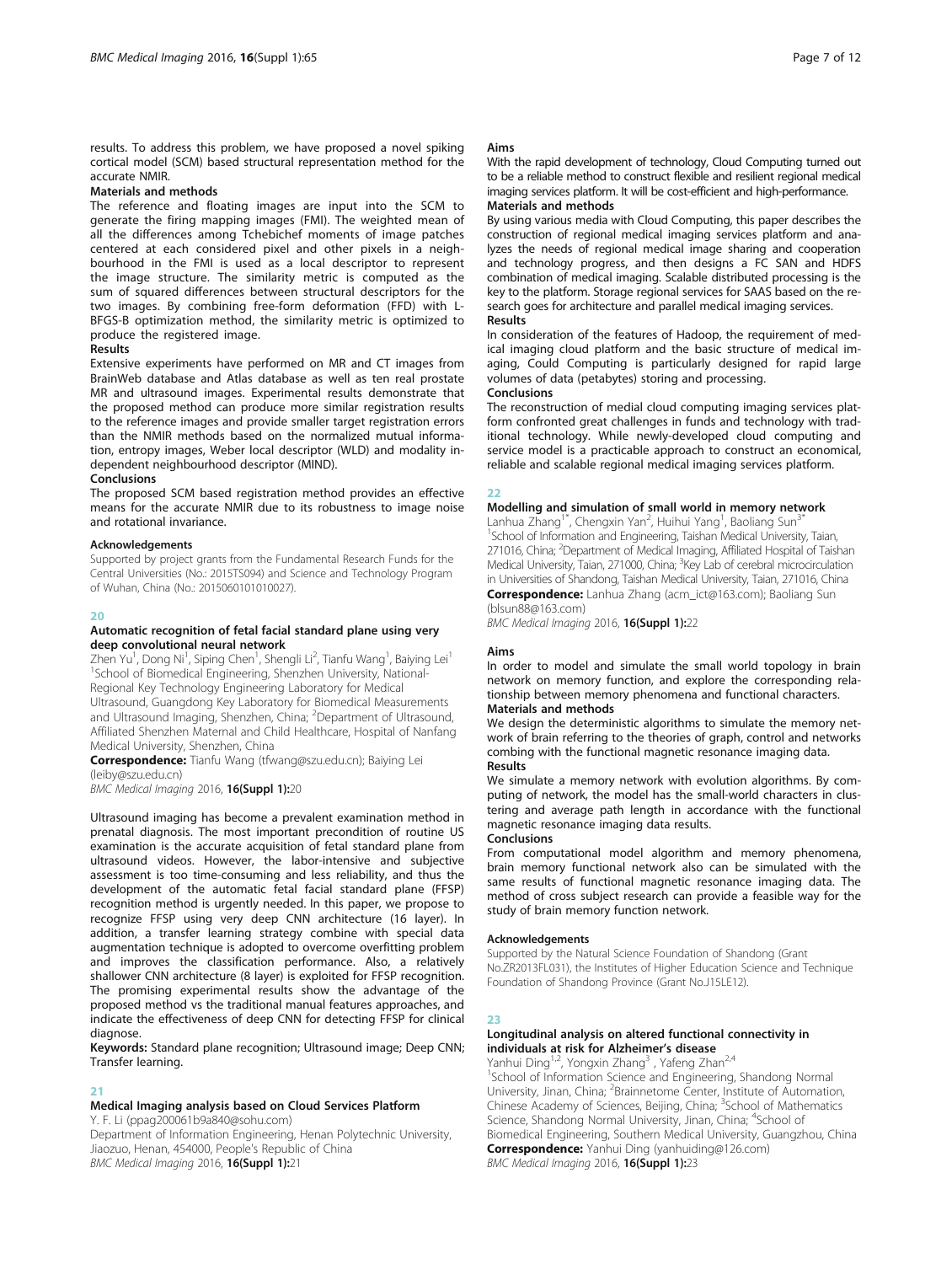results. To address this problem, we have proposed a novel spiking cortical model (SCM) based structural representation method for the accurate NMIR.

**Materials and methods**

The reference and floating images are input into the SCM to generate the firing mapping images (FMI). The weighted mean of all the differences among Tchebichef moments of image patches centered at each considered pixel and other pixels in a neighbourhood in the FMI is used as a local descriptor to represent the image structure. The similarity metric is computed as the sum of squared differences between structural descriptors for the two images. By combining free-form deformation (FFD) with L-BFGS-B optimization method, the similarity metric is optimized to produce the registered image.

**Results**

Extensive experiments have performed on MR and CT images from BrainWeb database and Atlas database as well as ten real prostate MR and ultrasound images. Experimental results demonstrate that the proposed method can produce more similar registration results to the reference images and provide smaller target registration errors than the NMIR methods based on the normalized mutual information, entropy images, Weber local descriptor (WLD) and modality independent neighbourhood descriptor (MIND).

**Conclusions**

The proposed SCM based registration method provides an effective means for the accurate NMIR due to its robustness to image noise and rotational invariance.

**Acknowledgements**

Supported by project grants from the Fundamental Research Funds for the Central Universities (No.: 2015TS094) and Science and Technology Program of Wuhan, China (No.: 2015060101010027).

## 20

### Automatic recognition of fetal facial standard plane using very deep convolutional neural network

Zhen Yu[1], Dong Ni[1], Siping Chen[1], Shengli Li[2], Tianfu Wang[1], Baiying Lei[1]

[1]School of Biomedical Engineering, Shenzhen University, National-Regional Key Technology Engineering Laboratory for Medical Ultrasound, Guangdong Key Laboratory for Biomedical Measurements and Ultrasound Imaging, Shenzhen, China; [2]Department of Ultrasound, Affiliated Shenzhen Maternal and Child Healthcare, Hospital of Nanfang Medical University, Shenzhen, China

**Correspondence:** Tianfu Wang (tfwang@szu.edu.cn); Baiying Lei (leiby@szu.edu.cn)

*BMC Medical Imaging* 2016, **16(Suppl 1):**20

Ultrasound imaging has become a prevalent examination method in prenatal diagnosis. The most important precondition of routine US examination is the accurate acquisition of fetal standard plane from ultrasound videos. However, the labor-intensive and subjective assessment is too time-consuming and less reliability, and thus the development of the automatic fetal facial standard plane (FFSP) recognition method is urgently needed. In this paper, we propose to recognize FFSP using very deep CNN architecture (16 layer). In addition, a transfer learning strategy combine with special data augmentation technique is adopted to overcome overfitting problem and improves the classification performance. Also, a relatively shallower CNN architecture (8 layer) is exploited for FFSP recognition. The promising experimental results show the advantage of the proposed method vs the traditional manual features approaches, and indicate the effectiveness of deep CNN for detecting FFSP for clinical diagnose.

**Keywords:** Standard plane recognition; Ultrasound image; Deep CNN; Transfer learning.

## 21

### Medical Imaging analysis based on Cloud Services Platform

Y. F. Li (ppag200061b9a840@sohu.com)

Department of Information Engineering, Henan Polytechnic University, Jiaozuo, Henan, 454000, People's Republic of China

*BMC Medical Imaging* 2016, **16(Suppl 1):**21

**Aims**

With the rapid development of technology, Cloud Computing turned out to be a reliable method to construct flexible and resilient regional medical imaging services platform. It will be cost-efficient and high-performance.

**Materials and methods**

By using various media with Cloud Computing, this paper describes the construction of regional medical imaging services platform and analyzes the needs of regional medical image sharing and cooperation and technology progress, and then designs a FC SAN and HDFS combination of medical imaging. Scalable distributed processing is the key to the platform. Storage regional services for SAAS based on the research goes for architecture and parallel medical imaging services.

**Results**

In consideration of the features of Hadoop, the requirement of medical imaging cloud platform and the basic structure of medical imaging, Could Computing is particularly designed for rapid large volumes of data (petabytes) storing and processing.

**Conclusions**

The reconstruction of medial cloud computing imaging services platform confronted great challenges in funds and technology with traditional technology. While newly-developed cloud computing and service model is a practicable approach to construct an economical, reliable and scalable regional medical imaging services platform.

## 22

### Modelling and simulation of small world in memory network

Lanhua Zhang[1*], Chengxin Yan[2], Huihui Yang[1], Baoliang Sun[3*]

[1]School of Information and Engineering, Taishan Medical University, Taian, 271016, China; [2]Department of Medical Imaging, Affiliated Hospital of Taishan Medical University, Taian, 271000, China; [3]Key Lab of cerebral microcirculation in Universities of Shandong, Taishan Medical University, Taian, 271016, China

**Correspondence:** Lanhua Zhang (acm_ict@163.com); Baoliang Sun (blsun88@163.com)

*BMC Medical Imaging* 2016, **16(Suppl 1):**22

**Aims**

In order to model and simulate the small world topology in brain network on memory function, and explore the corresponding relationship between memory phenomena and functional characters.

**Materials and methods**

We design the deterministic algorithms to simulate the memory network of brain referring to the theories of graph, control and networks combing with the functional magnetic resonance imaging data.

**Results**

We simulate a memory network with evolution algorithms. By computing of network, the model has the small-world characters in clustering and average path length in accordance with the functional magnetic resonance imaging data results.

**Conclusions**

From computational model algorithm and memory phenomena, brain memory functional network also can be simulated with the same results of functional magnetic resonance imaging data. The method of cross subject research can provide a feasible way for the study of brain memory function network.

**Acknowledgements**

Supported by the Natural Science Foundation of Shandong (Grant No.ZR2013FL031), the Institutes of Higher Education Science and Technique Foundation of Shandong Province (Grant No.J15LE12).

## 23

### Longitudinal analysis on altered functional connectivity in individuals at risk for Alzheimer's disease

Yanhui Ding[1,2], Yongxin Zhang[3], Yafeng Zhan[2,4]

[1]School of Information Science and Engineering, Shandong Normal University, Jinan, China; [2]Brainnetome Center, Institute of Automation, Chinese Academy of Sciences, Beijing, China; [3]School of Mathematics Science, Shandong Normal University, Jinan, China; [4]School of Biomedical Engineering, Southern Medical University, Guangzhou, China

**Correspondence:** Yanhui Ding (yanhuiding@126.com)

*BMC Medical Imaging* 2016, **16(Suppl 1):**23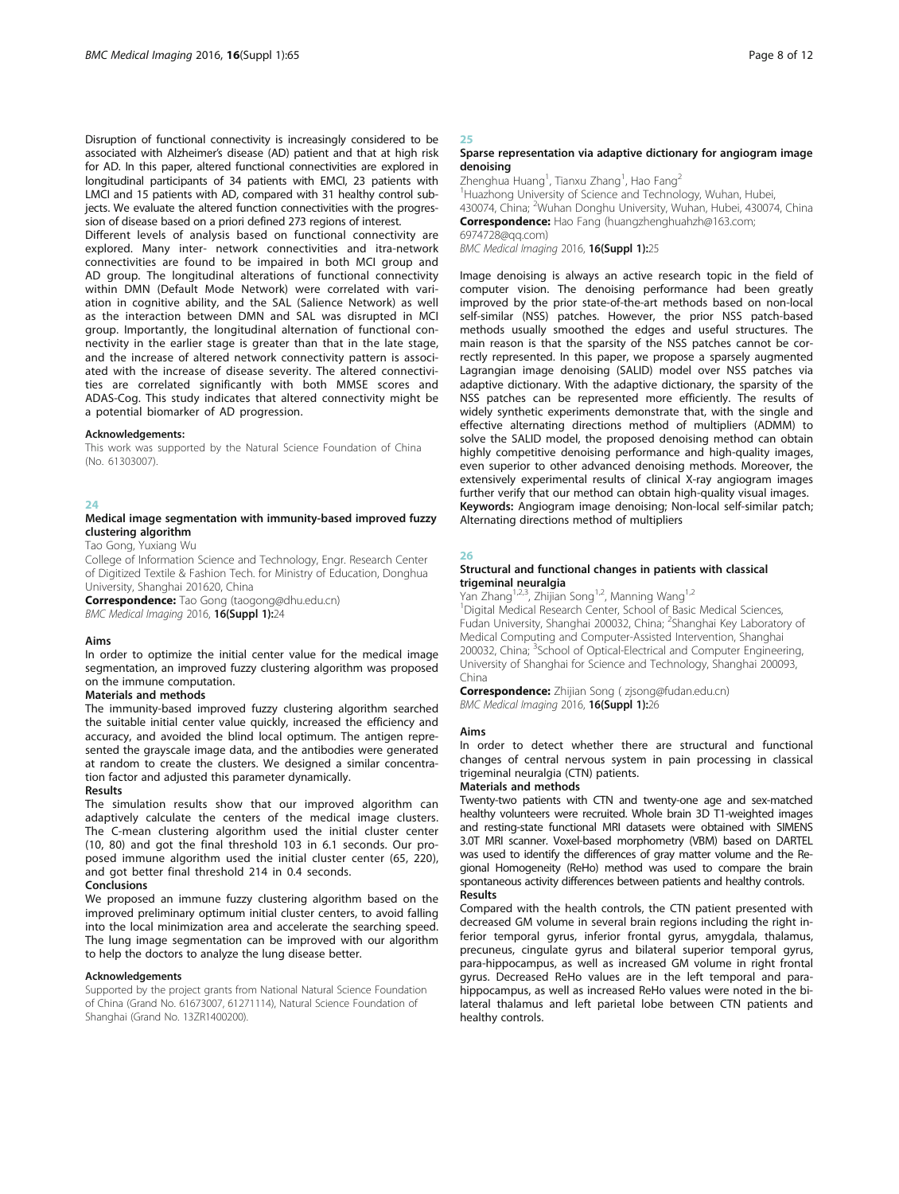Disruption of functional connectivity is increasingly considered to be associated with Alzheimer's disease (AD) patient and that at high risk for AD. In this paper, altered functional connectivities are explored in longitudinal participants of 34 patients with EMCI, 23 patients with LMCI and 15 patients with AD, compared with 31 healthy control subjects. We evaluate the altered function connectivities with the progression of disease based on a priori defined 273 regions of interest.

Different levels of analysis based on functional connectivity are explored. Many inter- network connectivities and itra-network connectivities are found to be impaired in both MCI group and AD group. The longitudinal alterations of functional connectivity within DMN (Default Mode Network) were correlated with variation in cognitive ability, and the SAL (Salience Network) as well as the interaction between DMN and SAL was disrupted in MCI group. Importantly, the longitudinal alternation of functional connectivity in the earlier stage is greater than that in the late stage, and the increase of altered network connectivity pattern is associated with the increase of disease severity. The altered connectivities are correlated significantly with both MMSE scores and ADAS-Cog. This study indicates that altered connectivity might be a potential biomarker of AD progression.

#### Acknowledgements:

This work was supported by the Natural Science Foundation of China (No. 61303007).

## 24

### Medical image segmentation with immunity-based improved fuzzy clustering algorithm

Tao Gong, Yuxiang Wu

College of Information Science and Technology, Engr. Research Center of Digitized Textile & Fashion Tech. for Ministry of Education, Donghua University, Shanghai 201620, China

**Correspondence:** Tao Gong (taogong@dhu.edu.cn)

*BMC Medical Imaging* 2016, **16(Suppl 1):**24

#### Aims

In order to optimize the initial center value for the medical image segmentation, an improved fuzzy clustering algorithm was proposed on the immune computation.

#### Materials and methods

The immunity-based improved fuzzy clustering algorithm searched the suitable initial center value quickly, increased the efficiency and accuracy, and avoided the blind local optimum. The antigen represented the grayscale image data, and the antibodies were generated at random to create the clusters. We designed a similar concentration factor and adjusted this parameter dynamically.

#### Results

The simulation results show that our improved algorithm can adaptively calculate the centers of the medical image clusters. The C-mean clustering algorithm used the initial cluster center (10, 80) and got the final threshold 103 in 6.1 seconds. Our proposed immune algorithm used the initial cluster center (65, 220), and got better final threshold 214 in 0.4 seconds.

#### Conclusions

We proposed an immune fuzzy clustering algorithm based on the improved preliminary optimum initial cluster centers, to avoid falling into the local minimization area and accelerate the searching speed. The lung image segmentation can be improved with our algorithm to help the doctors to analyze the lung disease better.

#### Acknowledgements

Supported by the project grants from National Natural Science Foundation of China (Grand No. 61673007, 61271114), Natural Science Foundation of Shanghai (Grand No. 13ZR1400200).

## 25

### Sparse representation via adaptive dictionary for angiogram image denoising

Zhenghua Huang[1], Tianxu Zhang[1], Hao Fang[2]

[1]Huazhong University of Science and Technology, Wuhan, Hubei, 430074, China; [2]Wuhan Donghu University, Wuhan, Hubei, 430074, China

**Correspondence:** Hao Fang (huangzhenghuahzh@163.com; 6974728@qq.com)

*BMC Medical Imaging* 2016, **16(Suppl 1):**25

Image denoising is always an active research topic in the field of computer vision. The denoising performance had been greatly improved by the prior state-of-the-art methods based on non-local self-similar (NSS) patches. However, the prior NSS patch-based methods usually smoothed the edges and useful structures. The main reason is that the sparsity of the NSS patches cannot be correctly represented. In this paper, we propose a sparsely augmented Lagrangian image denoising (SALID) model over NSS patches via adaptive dictionary. With the adaptive dictionary, the sparsity of the NSS patches can be represented more efficiently. The results of widely synthetic experiments demonstrate that, with the single and effective alternating directions method of multipliers (ADMM) to solve the SALID model, the proposed denoising method can obtain highly competitive denoising performance and high-quality images, even superior to other advanced denoising methods. Moreover, the extensively experimental results of clinical X-ray angiogram images further verify that our method can obtain high-quality visual images.

**Keywords:** Angiogram image denoising; Non-local self-similar patch; Alternating directions method of multipliers

## 26

### Structural and functional changes in patients with classical trigeminal neuralgia

Yan Zhang[1,2,3], Zhijian Song[1,2], Manning Wang[1,2]

[1]Digital Medical Research Center, School of Basic Medical Sciences, Fudan University, Shanghai 200032, China; [2]Shanghai Key Laboratory of Medical Computing and Computer-Assisted Intervention, Shanghai 200032, China; [3]School of Optical-Electrical and Computer Engineering, University of Shanghai for Science and Technology, Shanghai 200093, China

**Correspondence:** Zhijian Song ( zjsong@fudan.edu.cn)

*BMC Medical Imaging* 2016, **16(Suppl 1):**26

#### Aims

In order to detect whether there are structural and functional changes of central nervous system in pain processing in classical trigeminal neuralgia (CTN) patients.

#### Materials and methods

Twenty-two patients with CTN and twenty-one age and sex-matched healthy volunteers were recruited. Whole brain 3D T1-weighted images and resting-state functional MRI datasets were obtained with SIMENS 3.0T MRI scanner. Voxel-based morphometry (VBM) based on DARTEL was used to identify the differences of gray matter volume and the Regional Homogeneity (ReHo) method was used to compare the brain spontaneous activity differences between patients and healthy controls.

#### Results

Compared with the health controls, the CTN patient presented with decreased GM volume in several brain regions including the right inferior temporal gyrus, inferior frontal gyrus, amygdala, thalamus, precuneus, cingulate gyrus and bilateral superior temporal gyrus, para-hippocampus, as well as increased GM volume in right frontal gyrus. Decreased ReHo values are in the left temporal and parahippocampus, as well as increased ReHo values were noted in the bilateral thalamus and left parietal lobe between CTN patients and healthy controls.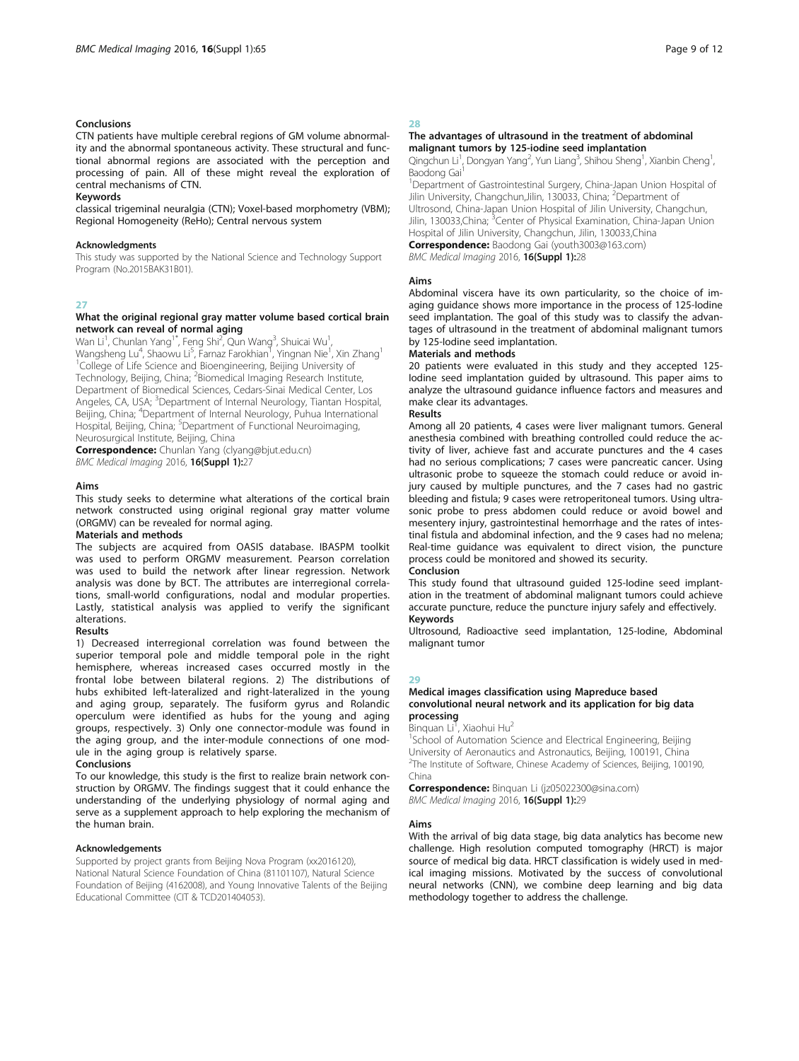### Conclusions

CTN patients have multiple cerebral regions of GM volume abnormality and the abnormal spontaneous activity. These structural and functional abnormal regions are associated with the perception and processing of pain. All of these might reveal the exploration of central mechanisms of CTN.

### Keywords

classical trigeminal neuralgia (CTN); Voxel-based morphometry (VBM); Regional Homogeneity (ReHo); Central nervous system

### Acknowledgments

This study was supported by the National Science and Technology Support Program (No.2015BAK31B01).

## 27

## What the original regional gray matter volume based cortical brain network can reveal of normal aging

Wan Li[1], Chunlan Yang[1*], Feng Shi[2], Qun Wang[3], Shuicai Wu[1], Wangsheng Lu[4], Shaowu Li[5], Farnaz Farokhian[1], Yingnan Nie[1], Xin Zhang[1]

[1]College of Life Science and Bioengineering, Beijing University of Technology, Beijing, China; [2]Biomedical Imaging Research Institute, Department of Biomedical Sciences, Cedars-Sinai Medical Center, Los Angeles, CA, USA; [3]Department of Internal Neurology, Tiantan Hospital, Beijing, China; [4]Department of Internal Neurology, Puhua International Hospital, Beijing, China; [5]Department of Functional Neuroimaging, Neurosurgical Institute, Beijing, China

**Correspondence:** Chunlan Yang (clyang@bjut.edu.cn)

*BMC Medical Imaging* 2016, **16(Suppl 1):**27

### Aims

This study seeks to determine what alterations of the cortical brain network constructed using original regional gray matter volume (ORGMV) can be revealed for normal aging.

### Materials and methods

The subjects are acquired from OASIS database. IBASPM toolkit was used to perform ORGMV measurement. Pearson correlation was used to build the network after linear regression. Network analysis was done by BCT. The attributes are interregional correlations, small-world configurations, nodal and modular properties. Lastly, statistical analysis was applied to verify the significant alterations.

### Results

1) Decreased interregional correlation was found between the superior temporal pole and middle temporal pole in the right hemisphere, whereas increased cases occurred mostly in the frontal lobe between bilateral regions. 2) The distributions of hubs exhibited left-lateralized and right-lateralized in the young and aging group, separately. The fusiform gyrus and Rolandic operculum were identified as hubs for the young and aging groups, respectively. 3) Only one connector-module was found in the aging group, and the inter-module connections of one module in the aging group is relatively sparse.

### Conclusions

To our knowledge, this study is the first to realize brain network construction by ORGMV. The findings suggest that it could enhance the understanding of the underlying physiology of normal aging and serve as a supplement approach to help exploring the mechanism of the human brain.

### Acknowledgements

Supported by project grants from Beijing Nova Program (xx2016120), National Natural Science Foundation of China (81101107), Natural Science Foundation of Beijing (4162008), and Young Innovative Talents of the Beijing Educational Committee (CIT & TCD201404053).

## 28

## The advantages of ultrasound in the treatment of abdominal malignant tumors by 125-iodine seed implantation

Qingchun Li[1], Dongyan Yang[2], Yun Liang[3], Shihou Sheng[1], Xianbin Cheng[1], Baodong Gai[1]

[1]Department of Gastrointestinal Surgery, China-Japan Union Hospital of Jilin University, Changchun,Jilin, 130033, China; [2]Department of Ultrosond, China-Japan Union Hospital of Jilin University, Changchun, Jilin, 130033,China; [3]Center of Physical Examination, China-Japan Union Hospital of Jilin University, Changchun, Jilin, 130033,China

**Correspondence:** Baodong Gai (youth3003@163.com)

*BMC Medical Imaging* 2016, **16(Suppl 1):**28

### Aims

Abdominal viscera have its own particularity, so the choice of imaging guidance shows more importance in the process of 125-Iodine seed implantation. The goal of this study was to classify the advantages of ultrasound in the treatment of abdominal malignant tumors by 125-Iodine seed implantation.

### Materials and methods

20 patients were evaluated in this study and they accepted 125-Iodine seed implantation guided by ultrasound. This paper aims to analyze the ultrasound guidance influence factors and measures and make clear its advantages.

### Results

Among all 20 patients, 4 cases were liver malignant tumors. General anesthesia combined with breathing controlled could reduce the activity of liver, achieve fast and accurate punctures and the 4 cases had no serious complications; 7 cases were pancreatic cancer. Using ultrasonic probe to squeeze the stomach could reduce or avoid injury caused by multiple punctures, and the 7 cases had no gastric bleeding and fistula; 9 cases were retroperitoneal tumors. Using ultrasonic probe to press abdomen could reduce or avoid bowel and mesentery injury, gastrointestinal hemorrhage and the rates of intestinal fistula and abdominal infection, and the 9 cases had no melena; Real-time guidance was equivalent to direct vision, the puncture process could be monitored and showed its security.

### Conclusion

This study found that ultrasound guided 125-Iodine seed implantation in the treatment of abdominal malignant tumors could achieve accurate puncture, reduce the puncture injury safely and effectively.

### Keywords

Ultrasound, Radioactive seed implantation, 125-Iodine, Abdominal malignant tumor

## 29

## Medical images classification using Mapreduce based convolutional neural network and its application for big data processing

Binquan Li[1], Xiaohui Hu[2]

[1]School of Automation Science and Electrical Engineering, Beijing University of Aeronautics and Astronautics, Beijing, 100191, China

[2]The Institute of Software, Chinese Academy of Sciences, Beijing, 100190, China

**Correspondence:** Binquan Li (jz05022300@sina.com)

*BMC Medical Imaging* 2016, **16(Suppl 1):**29

### Aims

With the arrival of big data stage, big data analytics has become new challenge. High resolution computed tomography (HRCT) is major source of medical big data. HRCT classification is widely used in medical imaging missions. Motivated by the success of convolutional neural networks (CNN), we combine deep learning and big data methodology together to address the challenge.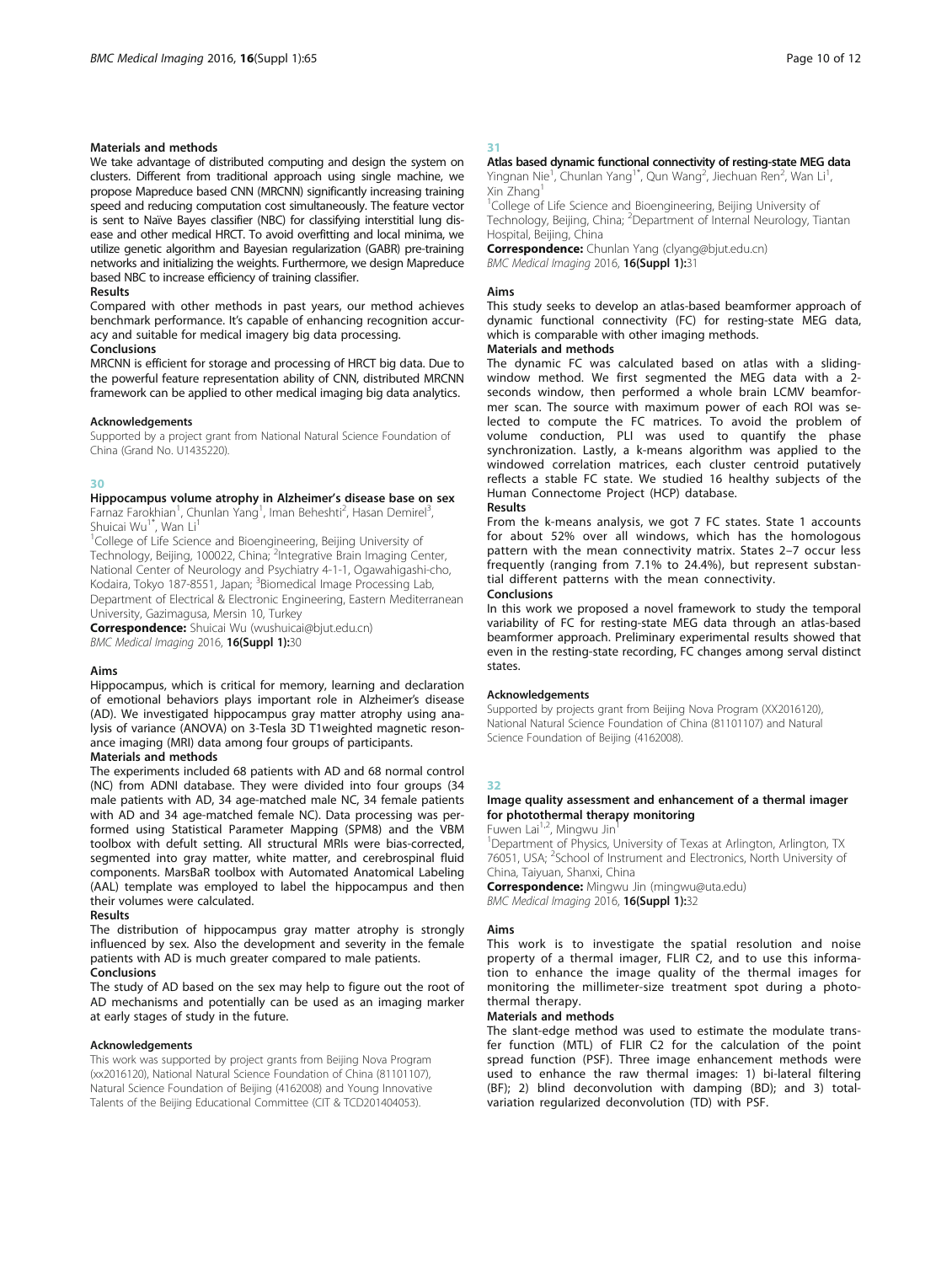#### Materials and methods

We take advantage of distributed computing and design the system on clusters. Different from traditional approach using single machine, we propose Mapreduce based CNN (MRCNN) significantly increasing training speed and reducing computation cost simultaneously. The feature vector is sent to Naïve Bayes classifier (NBC) for classifying interstitial lung disease and other medical HRCT. To avoid overfitting and local minima, we utilize genetic algorithm and Bayesian regularization (GABR) pre-training networks and initializing the weights. Furthermore, we design Mapreduce based NBC to increase efficiency of training classifier.

#### Results

Compared with other methods in past years, our method achieves benchmark performance. It's capable of enhancing recognition accuracy and suitable for medical imagery big data processing.

#### Conclusions

MRCNN is efficient for storage and processing of HRCT big data. Due to the powerful feature representation ability of CNN, distributed MRCNN framework can be applied to other medical imaging big data analytics.

#### Acknowledgements

Supported by a project grant from National Natural Science Foundation of China (Grand No. U1435220).

## 30

### Hippocampus volume atrophy in Alzheimer's disease base on sex

Farnaz Farokhian[1], Chunlan Yang[1], Iman Beheshti[2], Hasan Demirel[3], Shuicai Wu[1*], Wan Li[1]

[1]College of Life Science and Bioengineering, Beijing University of Technology, Beijing, 100022, China; [2]Integrative Brain Imaging Center, National Center of Neurology and Psychiatry 4-1-1, Ogawahigashi-cho, Kodaira, Tokyo 187-8551, Japan; [3]Biomedical Image Processing Lab, Department of Electrical & Electronic Engineering, Eastern Mediterranean University, Gazimagusa, Mersin 10, Turkey

**Correspondence:** Shuicai Wu (wushuicai@bjut.edu.cn)
*BMC Medical Imaging* 2016, **16(Suppl 1):**30

#### Aims

Hippocampus, which is critical for memory, learning and declaration of emotional behaviors plays important role in Alzheimer's disease (AD). We investigated hippocampus gray matter atrophy using analysis of variance (ANOVA) on 3-Tesla 3D T1weighted magnetic resonance imaging (MRI) data among four groups of participants.

#### Materials and methods

The experiments included 68 patients with AD and 68 normal control (NC) from ADNI database. They were divided into four groups (34 male patients with AD, 34 age-matched male NC, 34 female patients with AD and 34 age-matched female NC). Data processing was performed using Statistical Parameter Mapping (SPM8) and the VBM toolbox with defult setting. All structural MRIs were bias-corrected, segmented into gray matter, white matter, and cerebrospinal fluid components. MarsBaR toolbox with Automated Anatomical Labeling (AAL) template was employed to label the hippocampus and then their volumes were calculated.

#### Results

The distribution of hippocampus gray matter atrophy is strongly influenced by sex. Also the development and severity in the female patients with AD is much greater compared to male patients.

#### Conclusions

The study of AD based on the sex may help to figure out the root of AD mechanisms and potentially can be used as an imaging marker at early stages of study in the future.

#### Acknowledgements

This work was supported by project grants from Beijing Nova Program (xx2016120), National Natural Science Foundation of China (81101107), Natural Science Foundation of Beijing (4162008) and Young Innovative Talents of the Beijing Educational Committee (CIT & TCD201404053).

## 31

### Atlas based dynamic functional connectivity of resting-state MEG data

Yingnan Nie[1], Chunlan Yang[1*], Qun Wang[2], Jiechuan Ren[2], Wan Li[1], Xin Zhang[1]

[1]College of Life Science and Bioengineering, Beijing University of Technology, Beijing, China; [2]Department of Internal Neurology, Tiantan Hospital, Beijing, China

**Correspondence:** Chunlan Yang (clyang@bjut.edu.cn)
*BMC Medical Imaging* 2016, **16(Suppl 1):**31

#### Aims

This study seeks to develop an atlas-based beamformer approach of dynamic functional connectivity (FC) for resting-state MEG data, which is comparable with other imaging methods.

#### Materials and methods

The dynamic FC was calculated based on atlas with a sliding-window method. We first segmented the MEG data with a 2-seconds window, then performed a whole brain LCMV beamformer scan. The source with maximum power of each ROI was selected to compute the FC matrices. To avoid the problem of volume conduction, PLI was used to quantify the phase synchronization. Lastly, a k-means algorithm was applied to the windowed correlation matrices, each cluster centroid putatively reflects a stable FC state. We studied 16 healthy subjects of the Human Connectome Project (HCP) database.

#### Results

From the k-means analysis, we got 7 FC states. State 1 accounts for about 52% over all windows, which has the homologous pattern with the mean connectivity matrix. States 2–7 occur less frequently (ranging from 7.1% to 24.4%), but represent substantial different patterns with the mean connectivity.

#### Conclusions

In this work we proposed a novel framework to study the temporal variability of FC for resting-state MEG data through an atlas-based beamformer approach. Preliminary experimental results showed that even in the resting-state recording, FC changes among serval distinct states.

#### Acknowledgements

Supported by projects grant from Beijing Nova Program (XX2016120), National Natural Science Foundation of China (81101107) and Natural Science Foundation of Beijing (4162008).

## 32

### Image quality assessment and enhancement of a thermal imager for photothermal therapy monitoring

Fuwen Lai[1,2], Mingwu Jin[1]

[1]Department of Physics, University of Texas at Arlington, Arlington, TX 76051, USA; [2]School of Instrument and Electronics, North University of China, Taiyuan, Shanxi, China

**Correspondence:** Mingwu Jin (mingwu@uta.edu)
*BMC Medical Imaging* 2016, **16(Suppl 1):**32

#### Aims

This work is to investigate the spatial resolution and noise property of a thermal imager, FLIR C2, and to use this information to enhance the image quality of the thermal images for monitoring the millimeter-size treatment spot during a photothermal therapy.

#### Materials and methods

The slant-edge method was used to estimate the modulate transfer function (MTL) of FLIR C2 for the calculation of the point spread function (PSF). Three image enhancement methods were used to enhance the raw thermal images: 1) bi-lateral filtering (BF); 2) blind deconvolution with damping (BD); and 3) total-variation regularized deconvolution (TD) with PSF.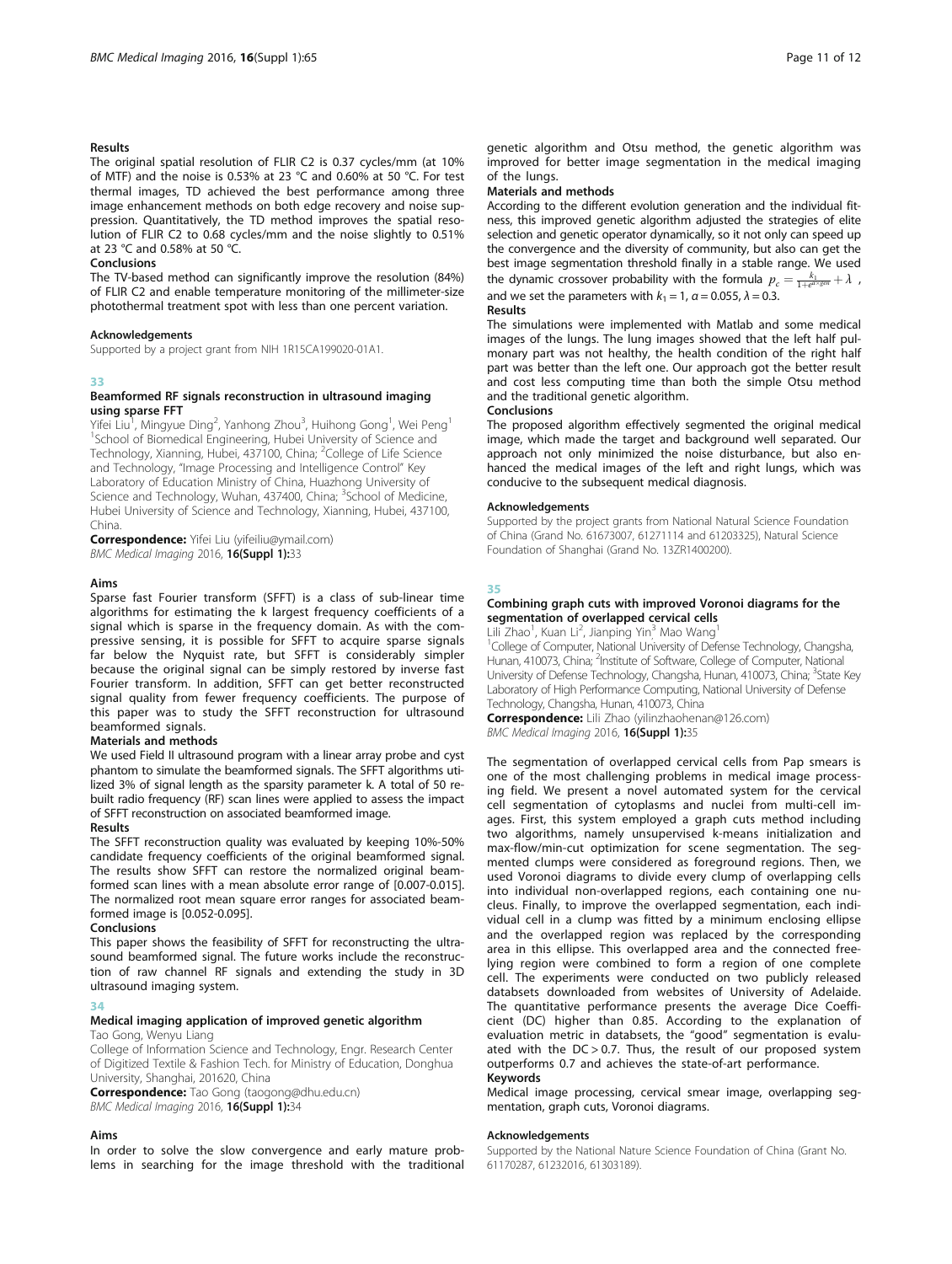### Results

The original spatial resolution of FLIR C2 is 0.37 cycles/mm (at 10% of MTF) and the noise is 0.53% at 23 °C and 0.60% at 50 °C. For test thermal images, TD achieved the best performance among three image enhancement methods on both edge recovery and noise suppression. Quantitatively, the TD method improves the spatial resolution of FLIR C2 to 0.68 cycles/mm and the noise slightly to 0.51% at 23 °C and 0.58% at 50 °C.

### Conclusions

The TV-based method can significantly improve the resolution (84%) of FLIR C2 and enable temperature monitoring of the millimeter-size photothermal treatment spot with less than one percent variation.

### Acknowledgements

Supported by a project grant from NIH 1R15CA199020-01A1.

## 33

## Beamformed RF signals reconstruction in ultrasound imaging using sparse FFT

Yifei Liu[1], Mingyue Ding[2], Yanhong Zhou[3], Huihong Gong[1], Wei Peng[1]

[1]School of Biomedical Engineering, Hubei University of Science and Technology, Xianning, Hubei, 437100, China; [2]College of Life Science and Technology, "Image Processing and Intelligence Control" Key Laboratory of Education Ministry of China, Huazhong University of Science and Technology, Wuhan, 437400, China; [3]School of Medicine, Hubei University of Science and Technology, Xianning, Hubei, 437100, China.

**Correspondence:** Yifei Liu (yifeiliu@ymail.com)

*BMC Medical Imaging* 2016, **16(Suppl 1):**33

### Aims

Sparse fast Fourier transform (SFFT) is a class of sub-linear time algorithms for estimating the k largest frequency coefficients of a signal which is sparse in the frequency domain. As with the compressive sensing, it is possible for SFFT to acquire sparse signals far below the Nyquist rate, but SFFT is considerably simpler because the original signal can be simply restored by inverse fast Fourier transform. In addition, SFFT can get better reconstructed signal quality from fewer frequency coefficients. The purpose of this paper was to study the SFFT reconstruction for ultrasound beamformed signals.

### Materials and methods

We used Field II ultrasound program with a linear array probe and cyst phantom to simulate the beamformed signals. The SFFT algorithms utilized 3% of signal length as the sparsity parameter k. A total of 50 rebuilt radio frequency (RF) scan lines were applied to assess the impact of SFFT reconstruction on associated beamformed image.

### Results

The SFFT reconstruction quality was evaluated by keeping 10%-50% candidate frequency coefficients of the original beamformed signal. The results show SFFT can restore the normalized original beamformed scan lines with a mean absolute error range of [0.007-0.015]. The normalized root mean square error ranges for associated beamformed image is [0.052-0.095].

### Conclusions

This paper shows the feasibility of SFFT for reconstructing the ultrasound beamformed signal. The future works include the reconstruction of raw channel RF signals and extending the study in 3D ultrasound imaging system.

## 34

## Medical imaging application of improved genetic algorithm

Tao Gong, Wenyu Liang

College of Information Science and Technology, Engr. Research Center of Digitized Textile & Fashion Tech. for Ministry of Education, Donghua University, Shanghai, 201620, China

**Correspondence:** Tao Gong (taogong@dhu.edu.cn)

*BMC Medical Imaging* 2016, **16(Suppl 1):**34

### Aims

In order to solve the slow convergence and early mature problems in searching for the image threshold with the traditional genetic algorithm and Otsu method, the genetic algorithm was improved for better image segmentation in the medical imaging of the lungs.

### Materials and methods

According to the different evolution generation and the individual fitness, this improved genetic algorithm adjusted the strategies of elite selection and genetic operator dynamically, so it not only can speed up the convergence and the diversity of community, but also can get the best image segmentation threshold finally in a stable range. We used the dynamic crossover probability with the formula $p_c = \frac{k_1}{1+e^{a \times gen}} + \lambda$, and we set the parameters with $k_1 = 1$, $a = 0.055$, $\lambda = 0.3$.

### Results

The simulations were implemented with Matlab and some medical images of the lungs. The lung images showed that the left half pulmonary part was not healthy, the health condition of the right half part was better than the left one. Our approach got the better result and cost less computing time than both the simple Otsu method and the traditional genetic algorithm.

### Conclusions

The proposed algorithm effectively segmented the original medical image, which made the target and background well separated. Our approach not only minimized the noise disturbance, but also enhanced the medical images of the left and right lungs, which was conducive to the subsequent medical diagnosis.

### Acknowledgements

Supported by the project grants from National Natural Science Foundation of China (Grand No. 61673007, 61271114 and 61203325), Natural Science Foundation of Shanghai (Grand No. 13ZR1400200).

## 35

## Combining graph cuts with improved Voronoi diagrams for the segmentation of overlapped cervical cells

Lili Zhao[1], Kuan Li[2], Jianping Yin[3], Mao Wang[1]

[1]College of Computer, National University of Defense Technology, Changsha, Hunan, 410073, China; [2]Institute of Software, College of Computer, National University of Defense Technology, Changsha, Hunan, 410073, China; [3]State Key Laboratory of High Performance Computing, National University of Defense Technology, Changsha, Hunan, 410073, China

**Correspondence:** Lili Zhao (yilinzhaohenan@126.com)

*BMC Medical Imaging* 2016, **16(Suppl 1):**35

The segmentation of overlapped cervical cells from Pap smears is one of the most challenging problems in medical image processing field. We present a novel automated system for the cervical cell segmentation of cytoplasms and nuclei from multi-cell images. First, this system employed a graph cuts method including two algorithms, namely unsupervised k-means initialization and max-flow/min-cut optimization for scene segmentation. The segmented clumps were considered as foreground regions. Then, we used Voronoi diagrams to divide every clump of overlapping cells into individual non-overlapped regions, each containing one nucleus. Finally, to improve the overlapped segmentation, each individual cell in a clump was fitted by a minimum enclosing ellipse and the overlapped region was replaced by the corresponding area in this ellipse. This overlapped area and the connected freelying region were combined to form a region of one complete cell. The experiments were conducted on two publicly released databsets downloaded from websites of University of Adelaide. The quantitative performance presents the average Dice Coefficient (DC) higher than 0.85. According to the explanation of evaluation metric in databsets, the "good" segmentation is evaluated with the DC > 0.7. Thus, the result of our proposed system outperforms 0.7 and achieves the state-of-art performance.

### Keywords

Medical image processing, cervical smear image, overlapping segmentation, graph cuts, Voronoi diagrams.

### Acknowledgements

Supported by the National Nature Science Foundation of China (Grant No. 61170287, 61232016, 61303189).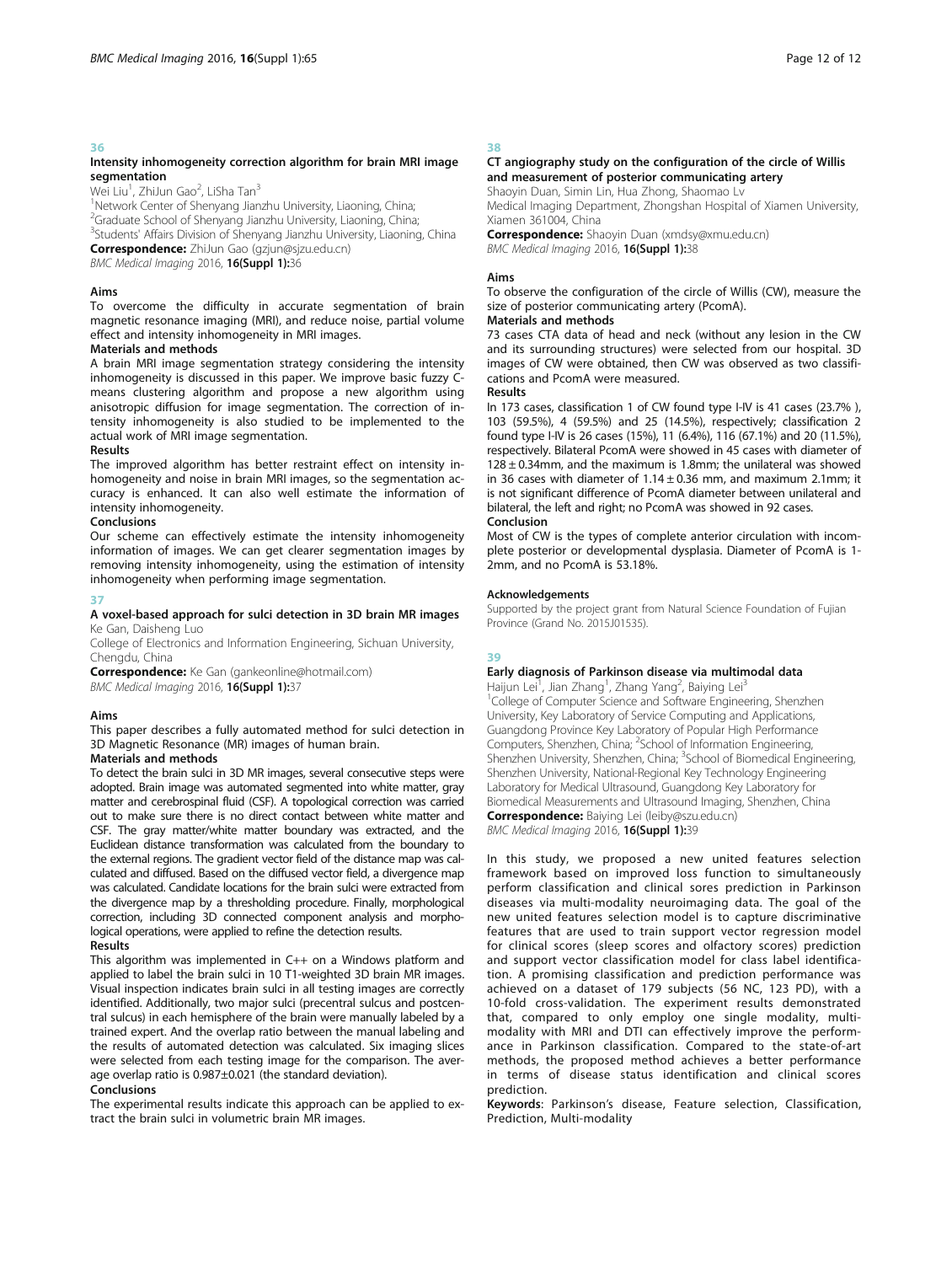## 36

### Intensity inhomogeneity correction algorithm for brain MRI image segmentation

Wei Liu[1], ZhiJun Gao[2], LiSha Tan[3]

[1]Network Center of Shenyang Jianzhu University, Liaoning, China; [2]Graduate School of Shenyang Jianzhu University, Liaoning, China; [3]Students' Affairs Division of Shenyang Jianzhu University, Liaoning, China

**Correspondence:** ZhiJun Gao (gzjun@sjzu.edu.cn)

*BMC Medical Imaging* 2016, **16(Suppl 1):**36

#### Aims

To overcome the difficulty in accurate segmentation of brain magnetic resonance imaging (MRI), and reduce noise, partial volume effect and intensity inhomogeneity in MRI images.

#### Materials and methods

A brain MRI image segmentation strategy considering the intensity inhomogeneity is discussed in this paper. We improve basic fuzzy C-means clustering algorithm and propose a new algorithm using anisotropic diffusion for image segmentation. The correction of intensity inhomogeneity is also studied to be implemented to the actual work of MRI image segmentation.

#### Results

The improved algorithm has better restraint effect on intensity inhomogeneity and noise in brain MRI images, so the segmentation accuracy is enhanced. It can also well estimate the information of intensity inhomogeneity.

#### Conclusions

Our scheme can effectively estimate the intensity inhomogeneity information of images. We can get clearer segmentation images by removing intensity inhomogeneity, using the estimation of intensity inhomogeneity when performing image segmentation.

## 37

### A voxel-based approach for sulci detection in 3D brain MR images

Ke Gan, Daisheng Luo

College of Electronics and Information Engineering, Sichuan University, Chengdu, China

**Correspondence:** Ke Gan (gankeonline@hotmail.com)

*BMC Medical Imaging* 2016, **16(Suppl 1):**37

#### Aims

This paper describes a fully automated method for sulci detection in 3D Magnetic Resonance (MR) images of human brain.

#### Materials and methods

To detect the brain sulci in 3D MR images, several consecutive steps were adopted. Brain image was automated segmented into white matter, gray matter and cerebrospinal fluid (CSF). A topological correction was carried out to make sure there is no direct contact between white matter and CSF. The gray matter/white matter boundary was extracted, and the Euclidean distance transformation was calculated from the boundary to the external regions. The gradient vector field of the distance map was calculated and diffused. Based on the diffused vector field, a divergence map was calculated. Candidate locations for the brain sulci were extracted from the divergence map by a thresholding procedure. Finally, morphological correction, including 3D connected component analysis and morphological operations, were applied to refine the detection results.

#### Results

This algorithm was implemented in C++ on a Windows platform and applied to label the brain sulci in 10 T1-weighted 3D brain MR images. Visual inspection indicates brain sulci in all testing images are correctly identified. Additionally, two major sulci (precentral sulcus and postcentral sulcus) in each hemisphere of the brain were manually labeled by a trained expert. And the overlap ratio between the manual labeling and the results of automated detection was calculated. Six imaging slices were selected from each testing image for the comparison. The average overlap ratio is $0.987 \pm 0.021$ (the standard deviation).

#### Conclusions

The experimental results indicate this approach can be applied to extract the brain sulci in volumetric brain MR images.

## 38

### CT angiography study on the configuration of the circle of Willis and measurement of posterior communicating artery

Shaoyin Duan, Simin Lin, Hua Zhong, Shaomao Lv

Medical Imaging Department, Zhongshan Hospital of Xiamen University, Xiamen 361004, China

**Correspondence:** Shaoyin Duan (xmdsy@xmu.edu.cn)

*BMC Medical Imaging* 2016, **16(Suppl 1):**38

#### Aims

To observe the configuration of the circle of Willis (CW), measure the size of posterior communicating artery (PcomA).

#### Materials and methods

73 cases CTA data of head and neck (without any lesion in the CW and its surrounding structures) were selected from our hospital. 3D images of CW were obtained, then CW was observed as two classifications and PcomA were measured.

#### Results

In 173 cases, classification 1 of CW found type I-IV is 41 cases (23.7% ), 103 (59.5%), 4 (59.5%) and 25 (14.5%), respectively; classification 2 found type I-IV is 26 cases (15%), 11 (6.4%), 116 (67.1%) and 20 (11.5%), respectively. Bilateral PcomA were showed in 45 cases with diameter of $128 \pm 0.34$mm, and the maximum is 1.8mm; the unilateral was showed in 36 cases with diameter of $1.14 \pm 0.36$ mm, and maximum 2.1mm; it is not significant difference of PcomA diameter between unilateral and bilateral, the left and right; no PcomA was showed in 92 cases.

#### Conclusion

Most of CW is the types of complete anterior circulation with incomplete posterior or developmental dysplasia. Diameter of PcomA is 1-2mm, and no PcomA is 53.18%.

#### Acknowledgements

Supported by the project grant from Natural Science Foundation of Fujian Province (Grand No. 2015J01535).

## 39

### Early diagnosis of Parkinson disease via multimodal data

Haijun Lei[1], Jian Zhang[1], Zhang Yang[2], Baiying Lei[3]

[1]College of Computer Science and Software Engineering, Shenzhen University, Key Laboratory of Service Computing and Applications, Guangdong Province Key Laboratory of Popular High Performance Computers, Shenzhen, China; [2]School of Information Engineering, Shenzhen University, Shenzhen, China; [3]School of Biomedical Engineering, Shenzhen University, National-Regional Key Technology Engineering Laboratory for Medical Ultrasound, Guangdong Key Laboratory for Biomedical Measurements and Ultrasound Imaging, Shenzhen, China

**Correspondence:** Baiying Lei (leiby@szu.edu.cn)

*BMC Medical Imaging* 2016, **16(Suppl 1):**39

In this study, we proposed a new united features selection framework based on improved loss function to simultaneously perform classification and clinical sores prediction in Parkinson diseases via multi-modality neuroimaging data. The goal of the new united features selection model is to capture discriminative features that are used to train support vector regression model for clinical scores (sleep scores and olfactory scores) prediction and support vector classification model for class label identification. A promising classification and prediction performance was achieved on a dataset of 179 subjects (56 NC, 123 PD), with a 10-fold cross-validation. The experiment results demonstrated that, compared to only employ one single modality, multimodality with MRI and DTI can effectively improve the performance in Parkinson classification. Compared to the state-of-art methods, the proposed method achieves a better performance in terms of disease status identification and clinical scores prediction.

**Keywords**: Parkinson's disease, Feature selection, Classification, Prediction, Multi-modality